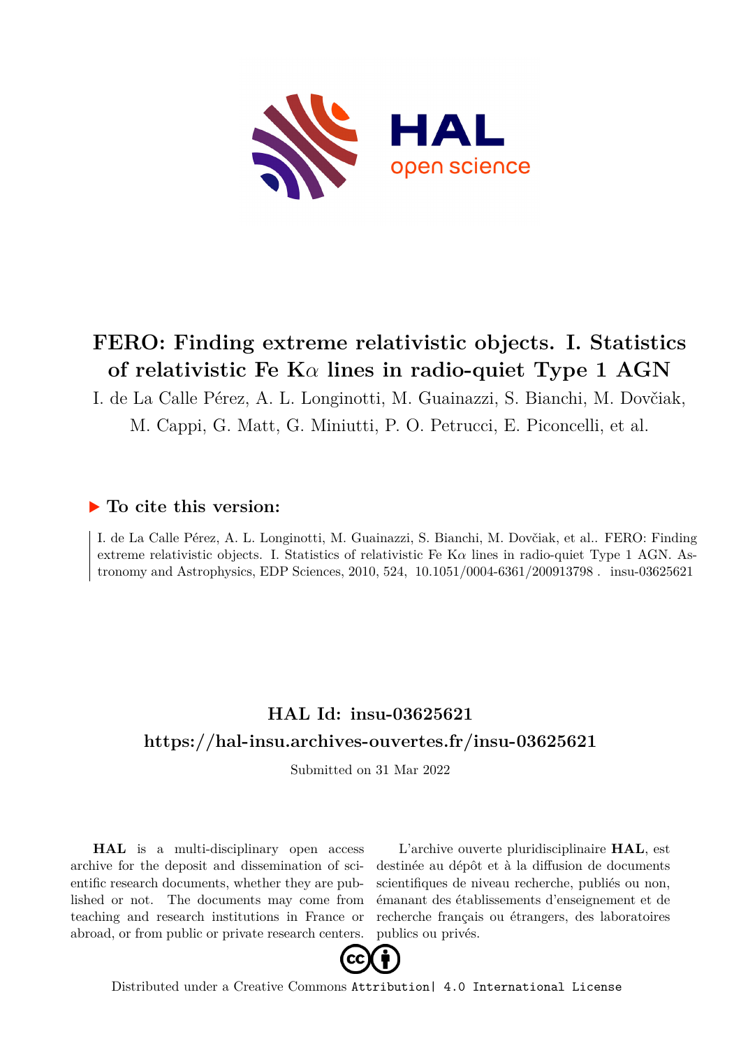# FERO: Finding extreme relativistic objects. I. Statistics of relativistic Fe K$\alpha$ lines in radio-quiet Type 1 AGN

I. de La Calle Pérez, A. L. Longinotti, M. Guainazzi, S. Bianchi, M. Dovčiak, M. Cappi, G. Matt, G. Miniutti, P. O. Petrucci, E. Piconcelli, et al.

## To cite this version:

I. de La Calle Pérez, A. L. Longinotti, M. Guainazzi, S. Bianchi, M. Dovčiak, et al.. FERO: Finding extreme relativistic objects. I. Statistics of relativistic Fe K$\alpha$ lines in radio-quiet Type 1 AGN. Astronomy and Astrophysics, EDP Sciences, 2010, 524, 10.1051/0004-6361/200913798 . insu-03625621

## HAL Id: insu-03625621

## https://hal-insu.archives-ouvertes.fr/insu-03625621

Submitted on 31 Mar 2022

**HAL** is a multi-disciplinary open access archive for the deposit and dissemination of scientific research documents, whether they are published or not. The documents may come from teaching and research institutions in France or abroad, or from public or private research centers.

L'archive ouverte pluridisciplinaire **HAL**, est destinée au dépôt et à la diffusion de documents scientifiques de niveau recherche, publiés ou non, émanant des établissements d'enseignement et de recherche français ou étrangers, des laboratoires publics ou privés.

Distributed under a Creative Commons Attribution| 4.0 International License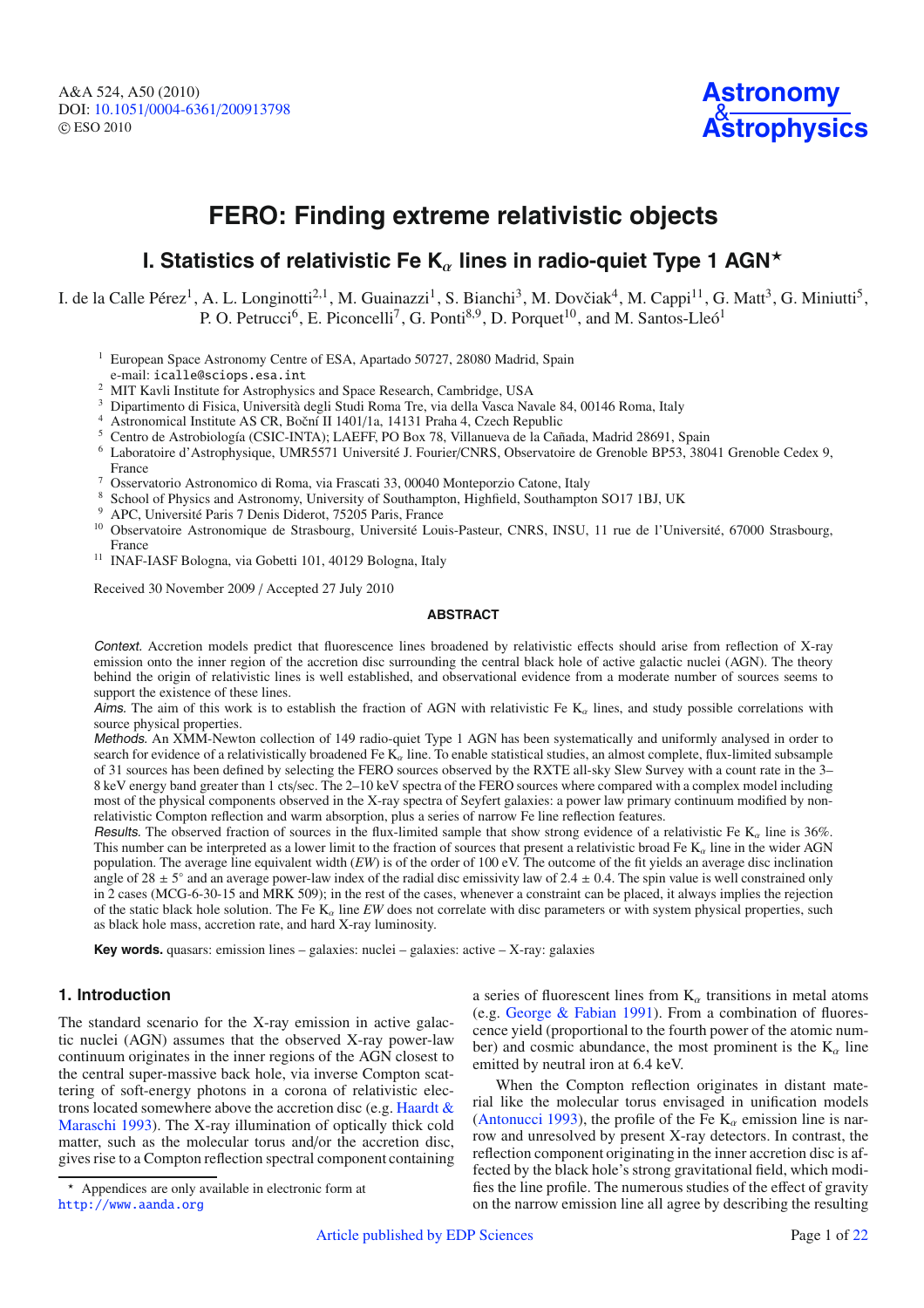# FERO: Finding extreme relativistic objects

## I. Statistics of relativistic Fe $K_\alpha$ lines in radio-quiet Type 1 AGN*

I. de la Calle Pérez[1], A. L. Longinotti[2,1], M. Guainazzi[1], S. Bianchi[3], M. Dovčiak[4], M. Cappi[11], G. Matt[3], G. Miniutti[5], P. O. Petrucci[6], E. Piconcelli[7], G. Ponti[8,9], D. Porquet[10], and M. Santos-Lleó[1]

[1] European Space Astronomy Centre of ESA, Apartado 50727, 28080 Madrid, Spain
e-mail: icalle@sciops.esa.int

[2] MIT Kavli Institute for Astrophysics and Space Research, Cambridge, USA

[3] Dipartimento di Fisica, Università degli Studi Roma Tre, via della Vasca Navale 84, 00146 Roma, Italy

[4] Astronomical Institute AS CR, Boční II 1401/1a, 14131 Praha 4, Czech Republic

[5] Centro de Astrobiología (CSIC-INTA); LAEFF, PO Box 78, Villanueva de la Cañada, Madrid 28691, Spain

[6] Laboratoire d'Astrophysique, UMR5571 Université J. Fourier/CNRS, Observatoire de Grenoble BP53, 38041 Grenoble Cedex 9, France

[7] Osservatorio Astronomico di Roma, via Frascati 33, 00040 Monteporzio Catone, Italy

[8] School of Physics and Astronomy, University of Southampton, Highfield, Southampton SO17 1BJ, UK

[9] APC, Université Paris 7 Denis Diderot, 75205 Paris, France

[10] Observatoire Astronomique de Strasbourg, Université Louis-Pasteur, CNRS, INSU, 11 rue de l'Université, 67000 Strasbourg, France

[11] INAF-IASF Bologna, via Gobetti 101, 40129 Bologna, Italy

Received 30 November 2009 / Accepted 27 July 2010

### ABSTRACT

*Context.* Accretion models predict that fluorescence lines broadened by relativistic effects should arise from reflection of X-ray emission onto the inner region of the accretion disc surrounding the central black hole of active galactic nuclei (AGN). The theory behind the origin of relativistic lines is well established, and observational evidence from a moderate number of sources seems to support the existence of these lines.

*Aims.* The aim of this work is to establish the fraction of AGN with relativistic Fe $K_\alpha$ lines, and study possible correlations with source physical properties.

*Methods.* An XMM-Newton collection of 149 radio-quiet Type 1 AGN has been systematically and uniformly analysed in order to search for evidence of a relativistically broadened Fe $K_\alpha$ line. To enable statistical studies, an almost complete, flux-limited subsample of 31 sources has been defined by selecting the FERO sources observed by the RXTE all-sky Slew Survey with a count rate in the 3–8 keV energy band greater than 1 cts/sec. The 2–10 keV spectra of the FERO sources where compared with a complex model including most of the physical components observed in the X-ray spectra of Seyfert galaxies: a power law primary continuum modified by non-relativistic Compton reflection and warm absorption, plus a series of narrow Fe line reflection features.

*Results.* The observed fraction of sources in the flux-limited sample that show strong evidence of a relativistic Fe $K_\alpha$ line is 36%. This number can be interpreted as a lower limit to the fraction of sources that present a relativistic broad Fe $K_\alpha$ line in the wider AGN population. The average line equivalent width (*EW*) is of the order of 100 eV. The outcome of the fit yields an average disc inclination angle of $28 \pm 5°$ and an average power-law index of the radial disc emissivity law of $2.4 \pm 0.4$. The spin value is well constrained only in 2 cases (MCG-6-30-15 and MRK 509); in the rest of the cases, whenever a constraint can be placed, it always implies the rejection of the static black hole solution. The Fe $K_\alpha$ line *EW* does not correlate with disc parameters or with system physical properties, such as black hole mass, accretion rate, and hard X-ray luminosity.

**Key words.** quasars: emission lines – galaxies: nuclei – galaxies: active – X-ray: galaxies

## 1. Introduction

The standard scenario for the X-ray emission in active galactic nuclei (AGN) assumes that the observed X-ray power-law continuum originates in the inner regions of the AGN closest to the central super-massive back hole, via inverse Compton scattering of soft-energy photons in a corona of relativistic electrons located somewhere above the accretion disc (e.g. Haardt & Maraschi 1993). The X-ray illumination of optically thick cold matter, such as the molecular torus and/or the accretion disc, gives rise to a Compton reflection spectral component containing a series of fluorescent lines from $K_\alpha$ transitions in metal atoms (e.g. George & Fabian 1991). From a combination of fluorescence yield (proportional to the fourth power of the atomic number) and cosmic abundance, the most prominent is the $K_\alpha$ line emitted by neutral iron at 6.4 keV.

When the Compton reflection originates in distant material like the molecular torus envisaged in unification models (Antonucci 1993), the profile of the Fe $K_\alpha$ emission line is narrow and unresolved by present X-ray detectors. In contrast, the reflection component originating in the inner accretion disc is affected by the black hole's strong gravitational field, which modifies the line profile. The numerous studies of the effect of gravity on the narrow emission line all agree by describing the resulting

* Appendices are only available in electronic form at http://www.aanda.org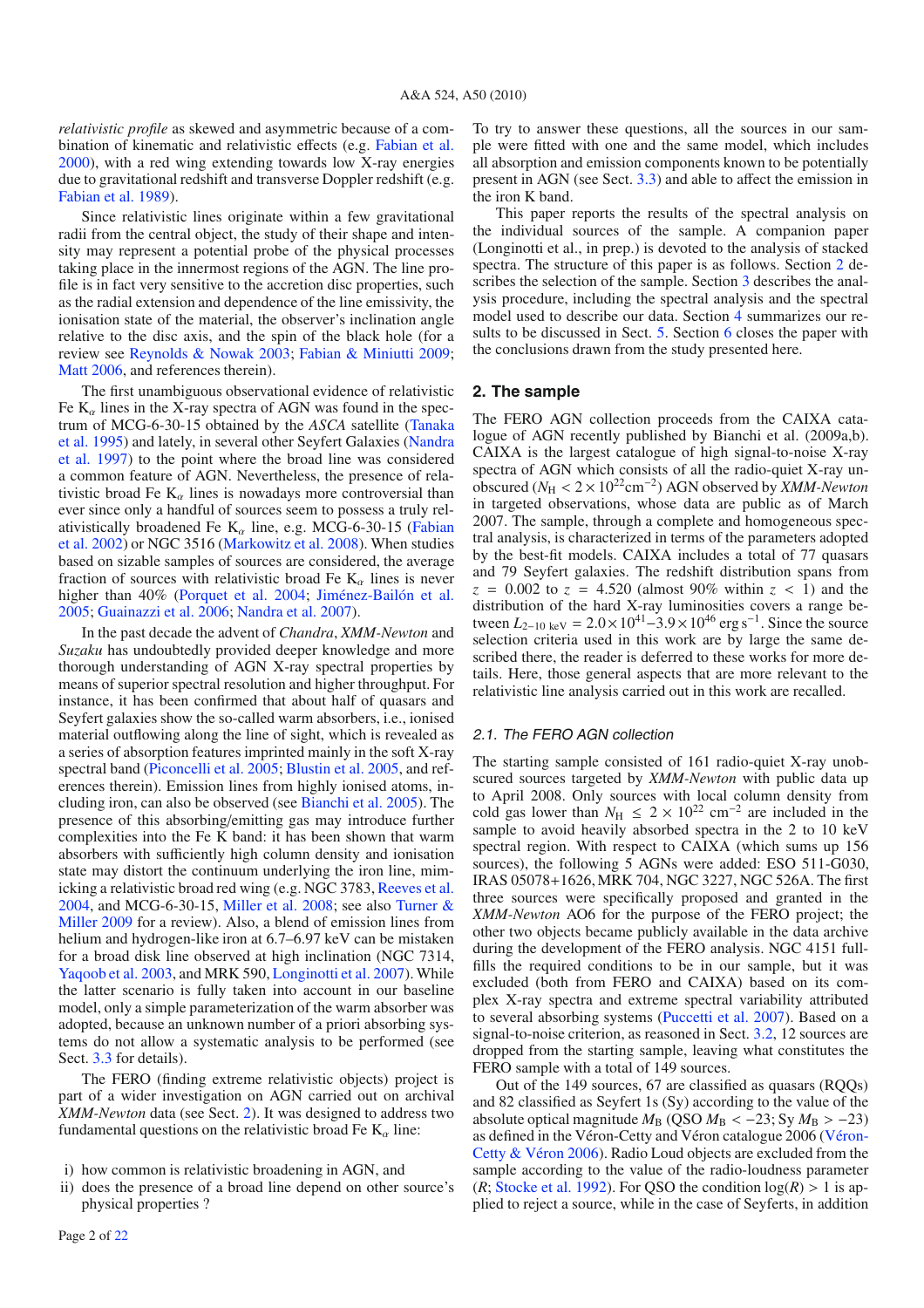*relativistic profile* as skewed and asymmetric because of a combination of kinematic and relativistic effects (e.g. Fabian et al. 2000), with a red wing extending towards low X-ray energies due to gravitational redshift and transverse Doppler redshift (e.g. Fabian et al. 1989).

Since relativistic lines originate within a few gravitational radii from the central object, the study of their shape and intensity may represent a potential probe of the physical processes taking place in the innermost regions of the AGN. The line profile is in fact very sensitive to the accretion disc properties, such as the radial extension and dependence of the line emissivity, the ionisation state of the material, the observer's inclination angle relative to the disc axis, and the spin of the black hole (for a review see Reynolds & Nowak 2003; Fabian & Miniutti 2009; Matt 2006, and references therein).

The first unambiguous observational evidence of relativistic Fe $K_\alpha$ lines in the X-ray spectra of AGN was found in the spectrum of MCG-6-30-15 obtained by the *ASCA* satellite (Tanaka et al. 1995) and lately, in several other Seyfert Galaxies (Nandra et al. 1997) to the point where the broad line was considered a common feature of AGN. Nevertheless, the presence of relativistic broad Fe $K_\alpha$ lines is nowadays more controversial than ever since only a handful of sources seem to possess a truly relativistically broadened Fe $K_\alpha$ line, e.g. MCG-6-30-15 (Fabian et al. 2002) or NGC 3516 (Markowitz et al. 2008). When studies based on sizable samples of sources are considered, the average fraction of sources with relativistic broad Fe $K_\alpha$ lines is never higher than 40% (Porquet et al. 2004; Jiménez-Bailón et al. 2005; Guainazzi et al. 2006; Nandra et al. 2007).

In the past decade the advent of *Chandra*, *XMM-Newton* and *Suzaku* has undoubtedly provided deeper knowledge and more thorough understanding of AGN X-ray spectral properties by means of superior spectral resolution and higher throughput. For instance, it has been confirmed that about half of quasars and Seyfert galaxies show the so-called warm absorbers, i.e., ionised material outflowing along the line of sight, which is revealed as a series of absorption features imprinted mainly in the soft X-ray spectral band (Piconcelli et al. 2005; Blustin et al. 2005, and references therein). Emission lines from highly ionised atoms, including iron, can also be observed (see Bianchi et al. 2005). The presence of this absorbing/emitting gas may introduce further complexities into the Fe K band: it has been shown that warm absorbers with sufficiently high column density and ionisation state may distort the continuum underlying the iron line, mimicking a relativistic broad red wing (e.g. NGC 3783, Reeves et al. 2004, and MCG-6-30-15, Miller et al. 2008; see also Turner & Miller 2009 for a review). Also, a blend of emission lines from helium and hydrogen-like iron at 6.7–6.97 keV can be mistaken for a broad disk line observed at high inclination (NGC 7314, Yaqoob et al. 2003, and MRK 590, Longinotti et al. 2007). While the latter scenario is fully taken into account in our baseline model, only a simple parameterization of the warm absorber was adopted, because an unknown number of a priori absorbing systems do not allow a systematic analysis to be performed (see Sect. 3.3 for details).

The FERO (finding extreme relativistic objects) project is part of a wider investigation on AGN carried out on archival *XMM-Newton* data (see Sect. 2). It was designed to address two fundamental questions on the relativistic broad Fe $K_\alpha$ line:

i) how common is relativistic broadening in AGN, and
ii) does the presence of a broad line depend on other source's physical properties ?

To try to answer these questions, all the sources in our sample were fitted with one and the same model, which includes all absorption and emission components known to be potentially present in AGN (see Sect. 3.3) and able to affect the emission in the iron K band.

This paper reports the results of the spectral analysis on the individual sources of the sample. A companion paper (Longinotti et al., in prep.) is devoted to the analysis of stacked spectra. The structure of this paper is as follows. Section 2 describes the selection of the sample. Section 3 describes the analysis procedure, including the spectral analysis and the spectral model used to describe our data. Section 4 summarizes our results to be discussed in Sect. 5. Section 6 closes the paper with the conclusions drawn from the study presented here.

## 2. The sample

The FERO AGN collection proceeds from the CAIXA catalogue of AGN recently published by Bianchi et al. (2009a,b). CAIXA is the largest catalogue of high signal-to-noise X-ray spectra of AGN which consists of all the radio-quiet X-ray unobscured ($N_{\rm H} < 2 \times 10^{22}{\rm cm}^{-2}$) AGN observed by *XMM-Newton* in targeted observations, whose data are public as of March 2007. The sample, through a complete and homogeneous spectral analysis, is characterized in terms of the parameters adopted by the best-fit models. CAIXA includes a total of 77 quasars and 79 Seyfert galaxies. The redshift distribution spans from $z = 0.002$ to $z = 4.520$ (almost 90% within $z < 1$) and the distribution of the hard X-ray luminosities covers a range between $L_{2-10~{\rm keV}} = 2.0 \times 10^{41}$–$3.9 \times 10^{46}$ erg s$^{-1}$. Since the source selection criteria used in this work are by large the same described there, the reader is deferred to these works for more details. Here, those general aspects that are more relevant to the relativistic line analysis carried out in this work are recalled.

### 2.1. The FERO AGN collection

The starting sample consisted of 161 radio-quiet X-ray unobscured sources targeted by *XMM-Newton* with public data up to April 2008. Only sources with local column density from cold gas lower than $N_{\rm H} \leq 2 \times 10^{22}$ cm$^{-2}$ are included in the sample to avoid heavily absorbed spectra in the 2 to 10 keV spectral region. With respect to CAIXA (which sums up 156 sources), the following 5 AGNs were added: ESO 511-G030, IRAS 05078+1626, MRK 704, NGC 3227, NGC 526A. The first three sources were specifically proposed and granted in the *XMM-Newton* AO6 for the purpose of the FERO project; the other two objects became publicly available in the data archive during the development of the FERO analysis. NGC 4151 fullfills the required conditions to be in our sample, but it was excluded (both from FERO and CAIXA) based on its complex X-ray spectra and extreme spectral variability attributed to several absorbing systems (Puccetti et al. 2007). Based on a signal-to-noise criterion, as reasoned in Sect. 3.2, 12 sources are dropped from the starting sample, leaving what constitutes the FERO sample with a total of 149 sources.

Out of the 149 sources, 67 are classified as quasars (RQQs) and 82 classified as Seyfert 1s (Sy) according to the value of the absolute optical magnitude $M_{\rm B}$ (QSO $M_{\rm B} < -23$; Sy $M_{\rm B} > -23$) as defined in the Véron-Cetty and Véron catalogue 2006 (Véron-Cetty & Véron 2006). Radio Loud objects are excluded from the sample according to the value of the radio-loudness parameter ($R$; Stocke et al. 1992). For QSO the condition $\log(R) > 1$ is applied to reject a source, while in the case of Seyferts, in addition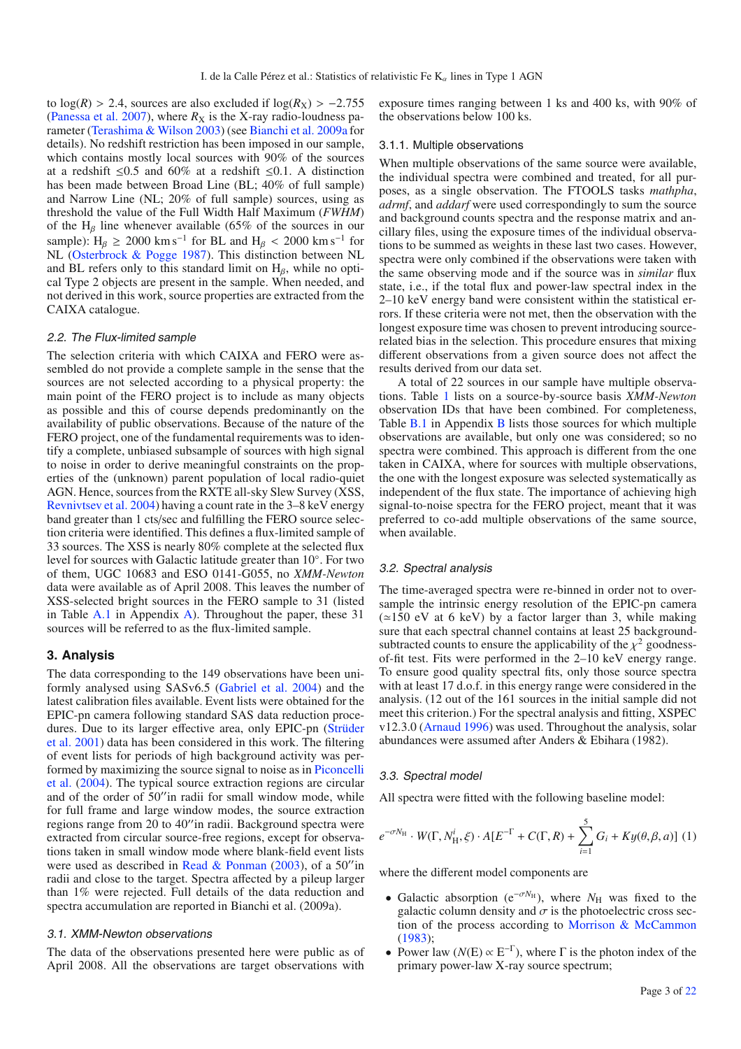to $\log(R) > 2.4$, sources are also excluded if $\log(R_X) > -2.755$ (Panessa et al. 2007), where $R_X$ is the X-ray radio-loudness parameter (Terashima & Wilson 2003) (see Bianchi et al. 2009a for details). No redshift restriction has been imposed in our sample, which contains mostly local sources with 90% of the sources at a redshift ≤0.5 and 60% at a redshift ≤0.1. A distinction has been made between Broad Line (BL; 40% of full sample) and Narrow Line (NL; 20% of full sample) sources, using as threshold the value of the Full Width Half Maximum (*FWHM*) of the $H_\beta$ line whenever available (65% of the sources in our sample): $H_\beta \geq 2000$ km s$^{-1}$ for BL and $H_\beta < 2000$ km s$^{-1}$ for NL (Osterbrock & Pogge 1987). This distinction between NL and BL refers only to this standard limit on $H_\beta$, while no optical Type 2 objects are present in the sample. When needed, and not derived in this work, source properties are extracted from the CAIXA catalogue.

### 2.2. The Flux-limited sample

The selection criteria with which CAIXA and FERO were assembled do not provide a complete sample in the sense that the sources are not selected according to a physical property: the main point of the FERO project is to include as many objects as possible and this of course depends predominantly on the availability of public observations. Because of the nature of the FERO project, one of the fundamental requirements was to identify a complete, unbiased subsample of sources with high signal to noise in order to derive meaningful constraints on the properties of the (unknown) parent population of local radio-quiet AGN. Hence, sources from the RXTE all-sky Slew Survey (XSS, Revnivtsev et al. 2004) having a count rate in the 3–8 keV energy band greater than 1 cts/sec and fulfilling the FERO source selection criteria were identified. This defines a flux-limited sample of 33 sources. The XSS is nearly 80% complete at the selected flux level for sources with Galactic latitude greater than 10°. For two of them, UGC 10683 and ESO 0141-G055, no *XMM-Newton* data were available as of April 2008. This leaves the number of XSS-selected bright sources in the FERO sample to 31 (listed in Table A.1 in Appendix A). Throughout the paper, these 31 sources will be referred to as the flux-limited sample.

## 3. Analysis

The data corresponding to the 149 observations have been uniformly analysed using SASv6.5 (Gabriel et al. 2004) and the latest calibration files available. Event lists were obtained for the EPIC-pn camera following standard SAS data reduction procedures. Due to its larger effective area, only EPIC-pn (Strüder et al. 2001) data has been considered in this work. The filtering of event lists for periods of high background activity was performed by maximizing the source signal to noise as in Piconcelli et al. (2004). The typical source extraction regions are circular and of the order of 50″in radii for small window mode, while for full frame and large window modes, the source extraction regions range from 20 to 40″in radii. Background spectra were extracted from circular source-free regions, except for observations taken in small window mode where blank-field event lists were used as described in Read & Ponman (2003), of a 50″in radii and close to the target. Spectra affected by a pileup larger than 1% were rejected. Full details of the data reduction and spectra accumulation are reported in Bianchi et al. (2009a).

### 3.1. XMM-Newton observations

The data of the observations presented here were public as of April 2008. All the observations are target observations with exposure times ranging between 1 ks and 400 ks, with 90% of the observations below 100 ks.

#### 3.1.1. Multiple observations

When multiple observations of the same source were available, the individual spectra were combined and treated, for all purposes, as a single observation. The FTOOLS tasks *mathpha*, *adrmf*, and *addarf* were used correspondingly to sum the source and background counts spectra and the response matrix and ancillary files, using the exposure times of the individual observations to be summed as weights in these last two cases. However, spectra were only combined if the observations were taken with the same observing mode and if the source was in *similar* flux state, i.e., if the total flux and power-law spectral index in the 2–10 keV energy band were consistent within the statistical errors. If these criteria were not met, then the observation with the longest exposure time was chosen to prevent introducing source-related bias in the selection. This procedure ensures that mixing different observations from a given source does not affect the results derived from our data set.

A total of 22 sources in our sample have multiple observations. Table 1 lists on a source-by-source basis *XMM-Newton* observation IDs that have been combined. For completeness, Table B.1 in Appendix B lists those sources for which multiple observations are available, but only one was considered; so no spectra were combined. This approach is different from the one taken in CAIXA, where for sources with multiple observations, the one with the longest exposure was selected systematically as independent of the flux state. The importance of achieving high signal-to-noise spectra for the FERO project, meant that it was preferred to co-add multiple observations of the same source, when available.

### 3.2. Spectral analysis

The time-averaged spectra were re-binned in order not to oversample the intrinsic energy resolution of the EPIC-pn camera (≃150 eV at 6 keV) by a factor larger than 3, while making sure that each spectral channel contains at least 25 background-subtracted counts to ensure the applicability of the $\chi^2$ goodness-of-fit test. Fits were performed in the 2–10 keV energy range. To ensure good quality spectral fits, only those source spectra with at least 17 d.o.f. in this energy range were considered in the analysis. (12 out of the 161 sources in the initial sample did not meet this criterion.) For the spectral analysis and fitting, XSPEC v12.3.0 (Arnaud 1996) was used. Throughout the analysis, solar abundances were assumed after Anders & Ebihara (1982).

### 3.3. Spectral model

All spectra were fitted with the following baseline model:

$$e^{-\sigma N_{\rm H}} \cdot W(\Gamma, N_{\rm H}^{i}, \xi) \cdot A[E^{-\Gamma} + C(\Gamma, R) + \sum_{i=1}^{5} G_i + Ky(\theta, \beta, a)] \quad (1)$$

where the different model components are

- Galactic absorption ($e^{-\sigma N_{\rm H}}$), where $N_{\rm H}$ was fixed to the galactic column density and $\sigma$ is the photoelectric cross section of the process according to Morrison & McCammon (1983);
- Power law ($N(E) \propto E^{-\Gamma}$), where $\Gamma$ is the photon index of the primary power-law X-ray source spectrum;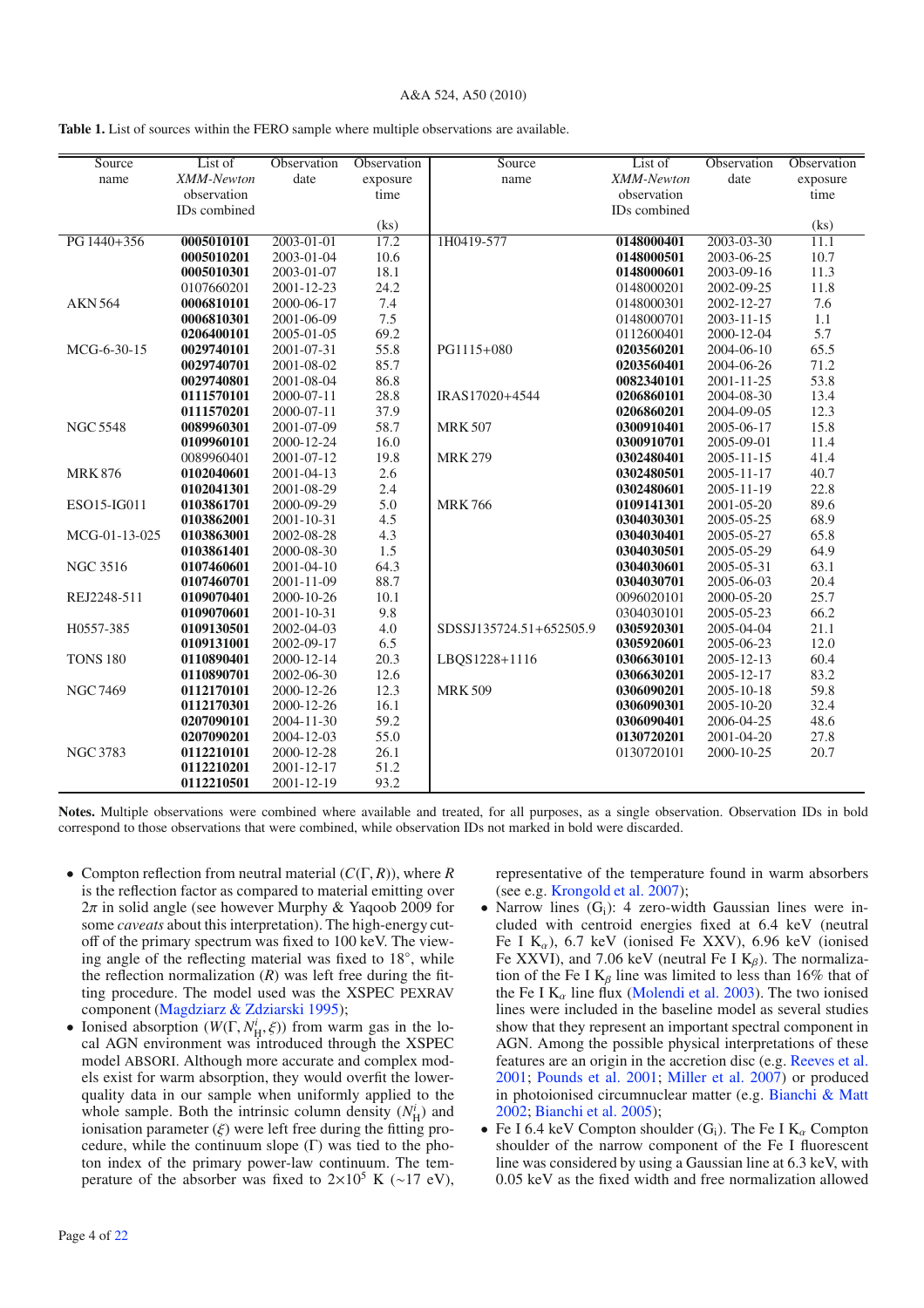**Table 1.** List of sources within the FERO sample where multiple observations are available.

| Source name | List of *XMM-Newton* observation IDs combined | Observation date | Observation exposure time (ks) | Source name | List of *XMM-Newton* observation IDs combined | Observation date | Observation exposure time (ks) |
|---|---|---|---|---|---|---|---|
| PG 1440+356 | **0005010101** | 2003-01-01 | 17.2 | 1H0419-577 | **0148000401** | 2003-03-30 | 11.1 |
| | **0005010201** | 2003-01-04 | 10.6 | | **0148000501** | 2003-06-25 | 10.7 |
| | **0005010301** | 2003-01-07 | 18.1 | | **0148000601** | 2003-09-16 | 11.3 |
| | 0107660201 | 2001-12-23 | 24.2 | | 0148000201 | 2002-09-25 | 11.8 |
| AKN 564 | **0006810101** | 2000-06-17 | 7.4 | | 0148000301 | 2002-12-27 | 7.6 |
| | **0006810301** | 2001-06-09 | 7.5 | | 0148000701 | 2003-11-15 | 1.1 |
| | **0206400101** | 2005-01-05 | 69.2 | | 0112600401 | 2000-12-04 | 5.7 |
| MCG-6-30-15 | **0029740101** | 2001-07-31 | 55.8 | PG1115+080 | **0203560201** | 2004-06-10 | 65.5 |
| | **0029740701** | 2001-08-02 | 85.7 | | **0203560401** | 2004-06-26 | 71.2 |
| | **0029740801** | 2001-08-04 | 86.8 | | **0082340101** | 2001-11-25 | 53.8 |
| | **0111570101** | 2000-07-11 | 28.8 | IRAS17020+4544 | **0206860101** | 2004-08-30 | 13.4 |
| | **0111570201** | 2000-07-11 | 37.9 | | **0206860201** | 2004-09-05 | 12.3 |
| NGC 5548 | **0089960301** | 2001-07-09 | 58.7 | MRK 507 | **0300910401** | 2005-06-17 | 15.8 |
| | **0109960101** | 2000-12-24 | 16.0 | | **0300910701** | 2005-09-01 | 11.4 |
| | 0089960401 | 2001-07-12 | 19.8 | MRK 279 | **0302480401** | 2005-11-15 | 41.4 |
| MRK 876 | **0102040601** | 2001-04-13 | 2.6 | | **0302480501** | 2005-11-17 | 40.7 |
| | **0102041301** | 2001-08-29 | 2.4 | | **0302480601** | 2005-11-19 | 22.8 |
| ESO15-IG011 | **0103861701** | 2000-09-29 | 5.0 | MRK 766 | **0109141301** | 2001-05-20 | 89.6 |
| | **0103862001** | 2001-10-31 | 4.5 | | **0304030301** | 2005-05-25 | 68.9 |
| MCG-01-13-025 | **0103863001** | 2002-08-28 | 4.3 | | **0304030401** | 2005-05-27 | 65.8 |
| | **0103861401** | 2000-08-30 | 1.5 | | **0304030501** | 2005-05-29 | 64.9 |
| NGC 3516 | **0107460601** | 2001-04-10 | 64.3 | | **0304030601** | 2005-05-31 | 63.1 |
| | **0107460701** | 2001-11-09 | 88.7 | | **0304030701** | 2005-06-03 | 20.4 |
| REJ2248-511 | **0109070401** | 2000-10-26 | 10.1 | | 0096020101 | 2000-05-20 | 25.7 |
| | **0109070601** | 2001-10-31 | 9.8 | | 0304030101 | 2005-05-23 | 66.2 |
| H0557-385 | **0109130501** | 2002-04-03 | 4.0 | SDSSJ135724.51+652505.9 | **0305920301** | 2005-04-04 | 21.1 |
| | **0109131001** | 2002-09-17 | 6.5 | | **0305920601** | 2005-06-23 | 12.0 |
| TONS 180 | **0110890401** | 2000-12-14 | 20.3 | LBQS1228+1116 | **0306630101** | 2005-12-13 | 60.4 |
| | **0110890701** | 2002-06-30 | 12.6 | | **0306630201** | 2005-12-17 | 83.2 |
| NGC 7469 | **0112170101** | 2000-12-26 | 12.3 | MRK 509 | **0306090201** | 2005-10-18 | 59.8 |
| | **0112170301** | 2000-12-26 | 16.1 | | **0306090301** | 2005-10-20 | 32.4 |
| | **0207090101** | 2004-11-30 | 59.2 | | **0306090401** | 2006-04-25 | 48.6 |
| | **0207090201** | 2004-12-03 | 55.0 | | **0130720201** | 2001-04-20 | 27.8 |
| NGC 3783 | **0112210101** | 2000-12-28 | 26.1 | | 0130720101 | 2000-10-25 | 20.7 |
| | **0112210201** | 2001-12-17 | 51.2 | | | | |
| | **0112210501** | 2001-12-19 | 93.2 | | | | |

**Notes.** Multiple observations were combined where available and treated, for all purposes, as a single observation. Observation IDs in bold correspond to those observations that were combined, while observation IDs not marked in bold were discarded.

- Compton reflection from neutral material ($C(\Gamma, R)$), where $R$ is the reflection factor as compared to material emitting over $2\pi$ in solid angle (see however Murphy & Yaqoob 2009 for some *caveats* about this interpretation). The high-energy cut-off of the primary spectrum was fixed to 100 keV. The viewing angle of the reflecting material was fixed to 18°, while the reflection normalization ($R$) was left free during the fitting procedure. The model used was the XSPEC PEXRAV component (Magdziarz & Zdziarski 1995);
- Ionised absorption ($W(\Gamma, N_{\rm H}^{i}, \xi)$) from warm gas in the local AGN environment was introduced through the XSPEC model ABSORI. Although more accurate and complex models exist for warm absorption, they would overfit the lower-quality data in our sample when uniformly applied to the whole sample. Both the intrinsic column density ($N_{\rm H}^{i}$) and ionisation parameter ($\xi$) were left free during the fitting procedure, while the continuum slope ($\Gamma$) was tied to the photon index of the primary power-law continuum. The temperature of the absorber was fixed to $2\times10^{5}$ K (~17 eV), representative of the temperature found in warm absorbers (see e.g. Krongold et al. 2007);
- Narrow lines ($G_{\rm i}$): 4 zero-width Gaussian lines were included with centroid energies fixed at 6.4 keV (neutral Fe I $K_{\alpha}$), 6.7 keV (ionised Fe XXV), 6.96 keV (ionised Fe XXVI), and 7.06 keV (neutral Fe I $K_{\beta}$). The normalization of the Fe I $K_{\beta}$ line was limited to less than 16% that of the Fe I $K_{\alpha}$ line flux (Molendi et al. 2003). The two ionised lines were included in the baseline model as several studies show that they represent an important spectral component in AGN. Among the possible physical interpretations of these features are an origin in the accretion disc (e.g. Reeves et al. 2001; Pounds et al. 2001; Miller et al. 2007) or produced in photoionised circumnuclear matter (e.g. Bianchi & Matt 2002; Bianchi et al. 2005);
- Fe I 6.4 keV Compton shoulder ($G_{\rm i}$). The Fe I $K_{\alpha}$ Compton shoulder of the narrow component of the Fe I fluorescent line was considered by using a Gaussian line at 6.3 keV, with 0.05 keV as the fixed width and free normalization allowed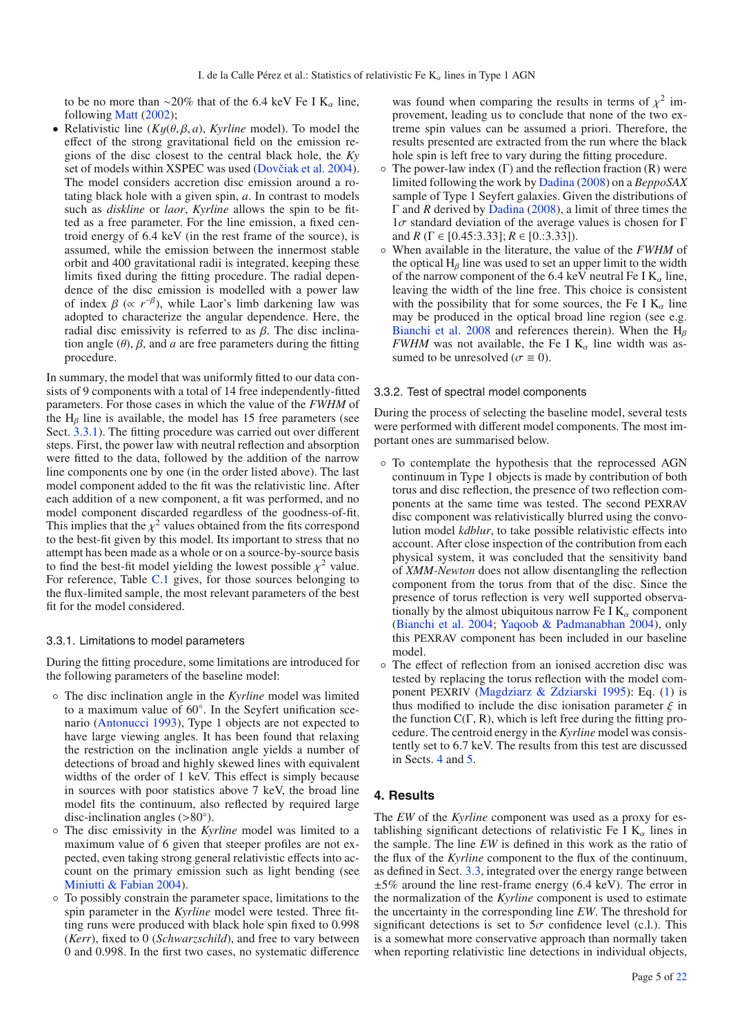to be no more than ~20% that of the 6.4 keV Fe I $K_\alpha$ line, following Matt (2002);

- Relativistic line ($Ky(\theta,\beta,a)$, *Kyrline* model). To model the effect of the strong gravitational field on the emission regions of the disc closest to the central black hole, the *Ky* set of models within XSPEC was used (Dovčiak et al. 2004). The model considers accretion disc emission around a rotating black hole with a given spin, $a$. In contrast to models such as *diskline* or *laor*, *Kyrline* allows the spin to be fitted as a free parameter. For the line emission, a fixed centroid energy of 6.4 keV (in the rest frame of the source), is assumed, while the emission between the innermost stable orbit and 400 gravitational radii is integrated, keeping these limits fixed during the fitting procedure. The radial dependence of the disc emission is modelled with a power law of index $\beta$ ($\propto r^{-\beta}$), while Laor's limb darkening law was adopted to characterize the angular dependence. Here, the radial disc emissivity is referred to as $\beta$. The disc inclination angle ($\theta$), $\beta$, and $a$ are free parameters during the fitting procedure.

In summary, the model that was uniformly fitted to our data consists of 9 components with a total of 14 free independently-fitted parameters. For those cases in which the value of the *FWHM* of the $H_\beta$ line is available, the model has 15 free parameters (see Sect. 3.3.1). The fitting procedure was carried out over different steps. First, the power law with neutral reflection and absorption were fitted to the data, followed by the addition of the narrow line components one by one (in the order listed above). The last model component added to the fit was the relativistic line. After each addition of a new component, a fit was performed, and no model component discarded regardless of the goodness-of-fit. This implies that the $\chi^2$ values obtained from the fits correspond to the best-fit given by this model. Its important to stress that no attempt has been made as a whole or on a source-by-source basis to find the best-fit model yielding the lowest possible $\chi^2$ value. For reference, Table C.1 gives, for those sources belonging to the flux-limited sample, the most relevant parameters of the best fit for the model considered.

### 3.3.1. Limitations to model parameters

During the fitting procedure, some limitations are introduced for the following parameters of the baseline model:

- The disc inclination angle in the *Kyrline* model was limited to a maximum value of 60°. In the Seyfert unification scenario (Antonucci 1993), Type 1 objects are not expected to have large viewing angles. It has been found that relaxing the restriction on the inclination angle yields a number of detections of broad and highly skewed lines with equivalent widths of the order of 1 keV. This effect is simply because in sources with poor statistics above 7 keV, the broad line model fits the continuum, also reflected by required large disc-inclination angles (>80°).
- The disc emissivity in the *Kyrline* model was limited to a maximum value of 6 given that steeper profiles are not expected, even taking strong general relativistic effects into account on the primary emission such as light bending (see Miniutti & Fabian 2004).
- To possibly constrain the parameter space, limitations to the spin parameter in the *Kyrline* model were tested. Three fitting runs were produced with black hole spin fixed to 0.998 (*Kerr*), fixed to 0 (*Schwarzschild*), and free to vary between 0 and 0.998. In the first two cases, no systematic difference was found when comparing the results in terms of $\chi^2$ improvement, leading us to conclude that none of the two extreme spin values can be assumed a priori. Therefore, the results presented are extracted from the run where the black hole spin is left free to vary during the fitting procedure.
- The power-law index ($\Gamma$) and the reflection fraction (R) were limited following the work by Dadina (2008) on a *BeppoSAX* sample of Type 1 Seyfert galaxies. Given the distributions of $\Gamma$ and $R$ derived by Dadina (2008), a limit of three times the $1\sigma$ standard deviation of the average values is chosen for $\Gamma$ and $R$ ($\Gamma \in [0.45{:}3.33]$; $R \in [0.{:}3.33]$).
- When available in the literature, the value of the *FWHM* of the optical $H_\beta$ line was used to set an upper limit to the width of the narrow component of the 6.4 keV neutral Fe I $K_\alpha$ line, leaving the width of the line free. This choice is consistent with the possibility that for some sources, the Fe I $K_\alpha$ line may be produced in the optical broad line region (see e.g. Bianchi et al. 2008 and references therein). When the $H_\beta$ *FWHM* was not available, the Fe I $K_\alpha$ line width was assumed to be unresolved ($\sigma \equiv 0$).

### 3.3.2. Test of spectral model components

During the process of selecting the baseline model, several tests were performed with different model components. The most important ones are summarised below.

- To contemplate the hypothesis that the reprocessed AGN continuum in Type 1 objects is made by contribution of both torus and disc reflection, the presence of two reflection components at the same time was tested. The second PEXRAV disc component was relativistically blurred using the convolution model *kdblur*, to take possible relativistic effects into account. After close inspection of the contribution from each physical system, it was concluded that the sensitivity band of *XMM-Newton* does not allow disentangling the reflection component from the torus from that of the disc. Since the presence of torus reflection is very well supported observationally by the almost ubiquitous narrow Fe I $K_\alpha$ component (Bianchi et al. 2004; Yaqoob & Padmanabhan 2004), only this PEXRAV component has been included in our baseline model.
- The effect of reflection from an ionised accretion disc was tested by replacing the torus reflection with the model component PEXRIV (Magdziarz & Zdziarski 1995): Eq. (1) is thus modified to include the disc ionisation parameter $\xi$ in the function C($\Gamma$, R), which is left free during the fitting procedure. The centroid energy in the *Kyrline* model was consistently set to 6.7 keV. The results from this test are discussed in Sects. 4 and 5.

## 4. Results

The *EW* of the *Kyrline* component was used as a proxy for establishing significant detections of relativistic Fe I $K_\alpha$ lines in the sample. The line *EW* is defined in this work as the ratio of the flux of the *Kyrline* component to the flux of the continuum, as defined in Sect. 3.3, integrated over the energy range between ±5% around the line rest-frame energy (6.4 keV). The error in the normalization of the *Kyrline* component is used to estimate the uncertainty in the corresponding line *EW*. The threshold for significant detections is set to $5\sigma$ confidence level (c.l.). This is a somewhat more conservative approach than normally taken when reporting relativistic line detections in individual objects,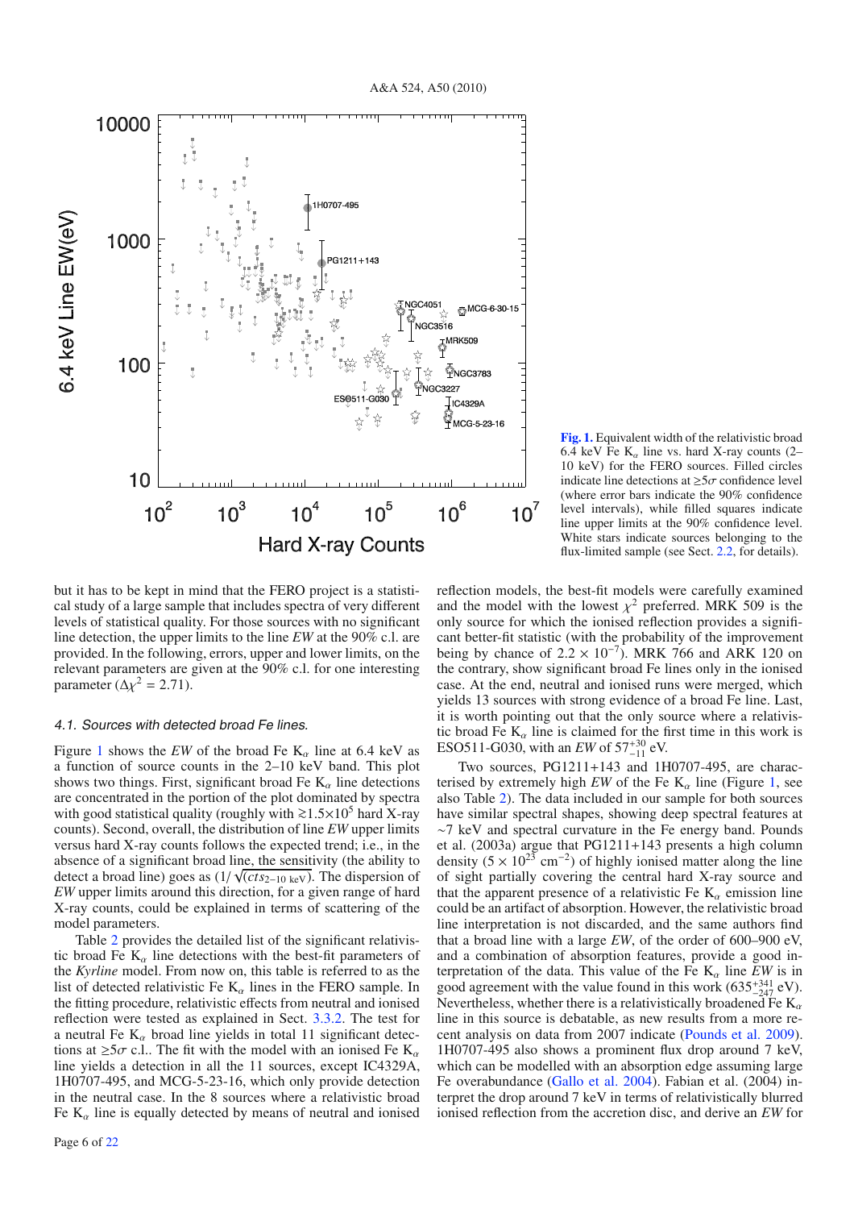**Fig. 1.** Equivalent width of the relativistic broad 6.4 keV Fe $K_\alpha$ line vs. hard X-ray counts (2–10 keV) for the FERO sources. Filled circles indicate line detections at $\geq 5\sigma$ confidence level (where error bars indicate the 90% confidence level intervals), while filled squares indicate line upper limits at the 90% confidence level. White stars indicate sources belonging to the flux-limited sample (see Sect. 2.2, for details).

but it has to be kept in mind that the FERO project is a statistical study of a large sample that includes spectra of very different levels of statistical quality. For those sources with no significant line detection, the upper limits to the line *EW* at the 90% c.l. are provided. In the following, errors, upper and lower limits, on the relevant parameters are given at the 90% c.l. for one interesting parameter ($\Delta\chi^2 = 2.71$).

### 4.1. Sources with detected broad Fe lines.

Figure 1 shows the *EW* of the broad Fe $K_\alpha$ line at 6.4 keV as a function of source counts in the 2–10 keV band. This plot shows two things. First, significant broad Fe $K_\alpha$ line detections are concentrated in the portion of the plot dominated by spectra with good statistical quality (roughly with $\gtrsim 1.5\times10^5$ hard X-ray counts). Second, overall, the distribution of line *EW* upper limits versus hard X-ray counts follows the expected trend; i.e., in the absence of a significant broad line, the sensitivity (the ability to detect a broad line) goes as $(1/\sqrt{(cts_{2-10\ \mathrm{keV}})})$. The dispersion of *EW* upper limits around this direction, for a given range of hard X-ray counts, could be explained in terms of scattering of the model parameters.

Table 2 provides the detailed list of the significant relativistic broad Fe $K_\alpha$ line detections with the best-fit parameters of the *Kyrline* model. From now on, this table is referred to as the list of detected relativistic Fe $K_\alpha$ lines in the FERO sample. In the fitting procedure, relativistic effects from neutral and ionised reflection were tested as explained in Sect. 3.3.2. The test for a neutral Fe $K_\alpha$ broad line yields in total 11 significant detections at $\geq 5\sigma$ c.l.. The fit with the model with an ionised Fe $K_\alpha$ line yields a detection in all the 11 sources, except IC4329A, 1H0707-495, and MCG-5-23-16, which only provide detection in the neutral case. In the 8 sources where a relativistic broad Fe $K_\alpha$ line is equally detected by means of neutral and ionised reflection models, the best-fit models were carefully examined and the model with the lowest $\chi^2$ preferred. MRK 509 is the only source for which the ionised reflection provides a significant better-fit statistic (with the probability of the improvement being by chance of $2.2\times10^{-7}$). MRK 766 and ARK 120 on the contrary, show significant broad Fe lines only in the ionised case. At the end, neutral and ionised runs were merged, which yields 13 sources with strong evidence of a broad Fe line. Last, it is worth pointing out that the only source where a relativistic broad Fe $K_\alpha$ line is claimed for the first time in this work is ESO511-G030, with an *EW* of $57^{+30}_{-11}$ eV.

Two sources, PG1211+143 and 1H0707-495, are characterised by extremely high *EW* of the Fe $K_\alpha$ line (Figure 1, see also Table 2). The data included in our sample for both sources have similar spectral shapes, showing deep spectral features at ~7 keV and spectral curvature in the Fe energy band. Pounds et al. (2003a) argue that PG1211+143 presents a high column density ($5\times10^{23}$ cm$^{-2}$) of highly ionised matter along the line of sight partially covering the central hard X-ray source and that the apparent presence of a relativistic Fe $K_\alpha$ emission line could be an artifact of absorption. However, the relativistic broad line interpretation is not discarded, and the same authors find that a broad line with a large *EW*, of the order of 600–900 eV, and a combination of absorption features, provide a good interpretation of the data. This value of the Fe $K_\alpha$ line *EW* is in good agreement with the value found in this work ($635^{+341}_{-247}$ eV). Nevertheless, whether there is a relativistically broadened Fe $K_\alpha$ line in this source is debatable, as new results from a more recent analysis on data from 2007 indicate (Pounds et al. 2009). 1H0707-495 also shows a prominent flux drop around 7 keV, which can be modelled with an absorption edge assuming large Fe overabundance (Gallo et al. 2004). Fabian et al. (2004) interpret the drop around 7 keV in terms of relativistically blurred ionised reflection from the accretion disc, and derive an *EW* for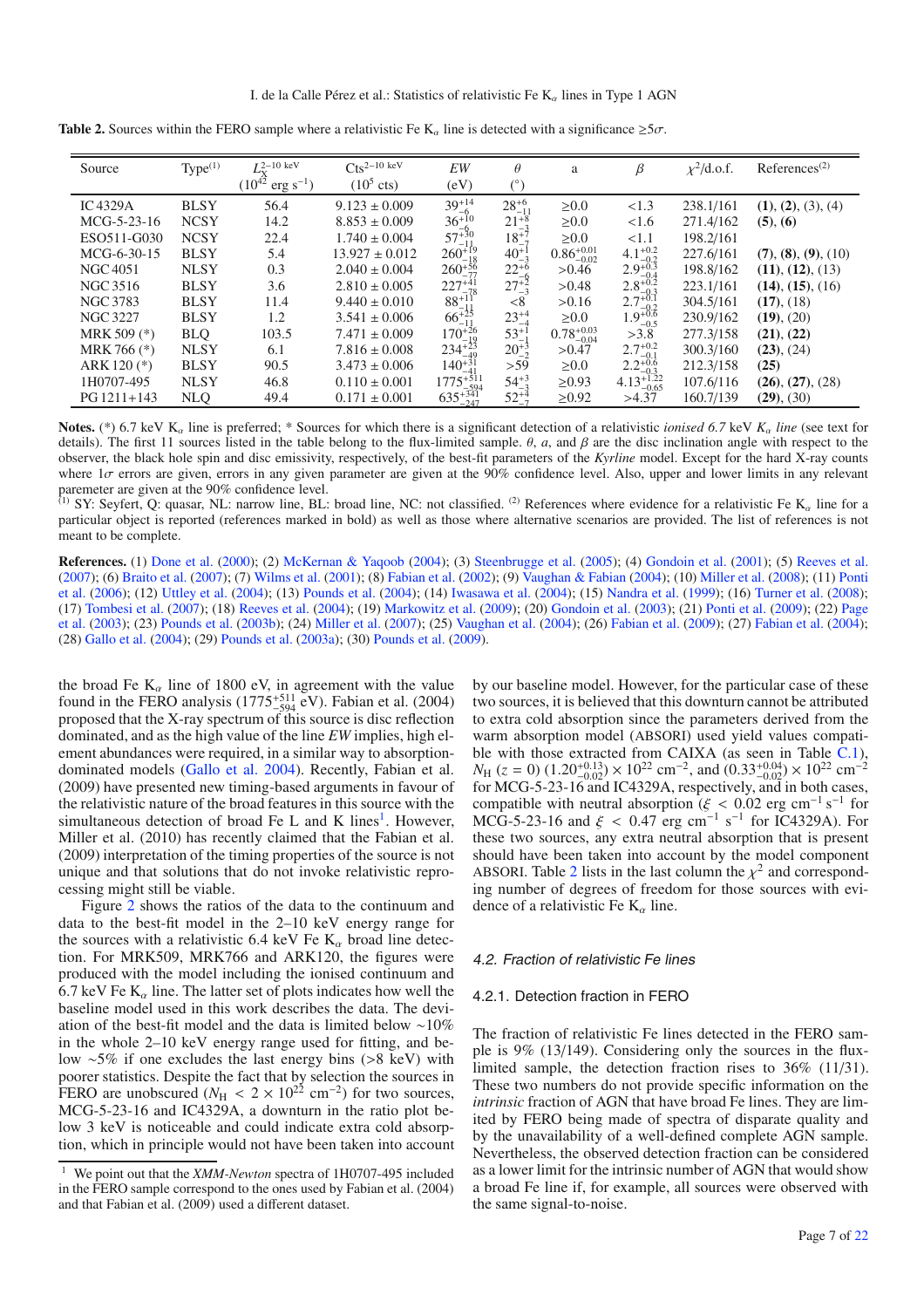**Table 2.** Sources within the FERO sample where a relativistic Fe $K_\alpha$ line is detected with a significance $\geq 5\sigma$.

| Source | Type[(1)] | $L_X^{2-10\text{ keV}}$ ($10^{42}$ erg s$^{-1}$) | $\text{Cts}^{2-10\text{ keV}}$ ($10^5$ cts) | $EW$ (eV) | $\theta$ (°) | a | $\beta$ | $\chi^2$/d.o.f. | References[(2)] |
|---|---|---|---|---|---|---|---|---|---|
| IC 4329A | BLSY | 56.4 | $9.123 \pm 0.009$ | $39^{+14}_{-6}$ | $28^{+6}_{-11}$ | $\geq 0.0$ | $<1.3$ | 238.1/161 | **(1)**, **(2)**, (3), (4) |
| MCG-5-23-16 | NCSY | 14.2 | $8.853 \pm 0.009$ | $36^{+10}_{-6}$ | $21^{+8}_{-3}$ | $\geq 0.0$ | $<1.6$ | 271.4/162 | **(5)**, **(6)** |
| ESO511-G030 | NCSY | 22.4 | $1.740 \pm 0.004$ | $57^{+30}_{-11}$ | $18^{+7}_{-7}$ | $\geq 0.0$ | $<1.1$ | 198.2/161 | |
| MCG-6-30-15 | BLSY | 5.4 | $13.927 \pm 0.012$ | $260^{+19}_{-18}$ | $40^{+1}_{-3}$ | $0.86^{+0.01}_{-0.02}$ | $4.1^{+0.2}_{-0.2}$ | 227.6/161 | **(7)**, **(8)**, **(9)**, (10) |
| NGC 4051 | NLSY | 0.3 | $2.040 \pm 0.004$ | $260^{+56}_{-77}$ | $22^{+6}_{-6}$ | $>0.46$ | $2.9^{+0.3}_{-0.4}$ | 198.8/162 | **(11)**, **(12)**, (13) |
| NGC 3516 | BLSY | 3.6 | $2.810 \pm 0.005$ | $227^{+41}_{-78}$ | $27^{+2}_{-3}$ | $>0.48$ | $2.8^{+0.2}_{-0.3}$ | 223.1/161 | **(14)**, **(15)**, (16) |
| NGC 3783 | BLSY | 11.4 | $9.440 \pm 0.010$ | $88^{+11}_{-11}$ | $<8$ | $>0.16$ | $2.7^{+0.1}_{-0.2}$ | 304.5/161 | **(17)**, (18) |
| NGC 3227 | BLSY | 1.2 | $3.541 \pm 0.006$ | $66^{+25}_{-11}$ | $23^{+4}_{-4}$ | $\geq 0.0$ | $1.9^{+0.6}_{-0.5}$ | 230.9/162 | **(19)**, (20) |
| MRK 509 (*) | BLQ | 103.5 | $7.471 \pm 0.009$ | $170^{+26}_{-19}$ | $53^{+1}_{-1}$ | $0.78^{+0.03}_{-0.04}$ | $>3.8$ | 277.3/158 | **(21)**, **(22)** |
| MRK 766 (*) | NLSY | 6.1 | $7.816 \pm 0.008$ | $234^{+23}_{-49}$ | $20^{+3}_{-2}$ | $>0.47$ | $2.7^{+0.2}_{-0.1}$ | 300.3/160 | **(23)**, (24) |
| ARK 120 (*) | BLSY | 90.5 | $3.473 \pm 0.006$ | $140^{+31}_{-41}$ | $>59$ | $\geq 0.0$ | $2.2^{+0.6}_{-0.3}$ | 212.3/158 | **(25)** |
| 1H0707-495 | NLSY | 46.8 | $0.110 \pm 0.001$ | $1775^{+511}_{-594}$ | $54^{+3}_{-3}$ | $\geq 0.93$ | $4.13^{+1.22}_{-0.65}$ | 107.6/116 | **(26)**, **(27)**, (28) |
| PG 1211+143 | NLQ | 49.4 | $0.171 \pm 0.001$ | $635^{+341}_{-247}$ | $52^{+4}_{-7}$ | $\geq 0.92$ | $>4.37$ | 160.7/139 | **(29)**, (30) |

**Notes.** (*) 6.7 keV $K_\alpha$ line is preferred; * Sources for which there is a significant detection of a relativistic *ionised 6.7* keV $K_\alpha$ *line* (see text for details). The first 11 sources listed in the table belong to the flux-limited sample. $\theta$, $a$, and $\beta$ are the disc inclination angle with respect to the observer, the black hole spin and disc emissivity, respectively, of the best-fit parameters of the *Kyrline* model. Except for the hard X-ray counts where $1\sigma$ errors are given, errors in any given parameter are given at the 90% confidence level. Also, upper and lower limits in any relevant paremeter are given at the 90% confidence level.
[(1)] SY: Seyfert, Q: quasar, NL: narrow line, BL: broad line, NC: not classified. [(2)] References where evidence for a relativistic Fe $K_\alpha$ line for a particular object is reported (references marked in bold) as well as those where alternative scenarios are provided. The list of references is not meant to be complete.

**References.** (1) Done et al. (2000); (2) McKernan & Yaqoob (2004); (3) Steenbrugge et al. (2005); (4) Gondoin et al. (2001); (5) Reeves et al. (2007); (6) Braito et al. (2007); (7) Wilms et al. (2001); (8) Fabian et al. (2002); (9) Vaughan & Fabian (2004); (10) Miller et al. (2008); (11) Ponti et al. (2006); (12) Uttley et al. (2004); (13) Pounds et al. (2004); (14) Iwasawa et al. (2004); (15) Nandra et al. (1999); (16) Turner et al. (2008); (17) Tombesi et al. (2007); (18) Reeves et al. (2004); (19) Markowitz et al. (2009); (20) Gondoin et al. (2003); (21) Ponti et al. (2009); (22) Page et al. (2003); (23) Pounds et al. (2003b); (24) Miller et al. (2007); (25) Vaughan et al. (2004); (26) Fabian et al. (2009); (27) Fabian et al. (2004); (28) Gallo et al. (2004); (29) Pounds et al. (2003a); (30) Pounds et al. (2009).

the broad Fe $K_\alpha$ line of 1800 eV, in agreement with the value found in the FERO analysis ($1775^{+511}_{-594}$ eV). Fabian et al. (2004) proposed that the X-ray spectrum of this source is disc reflection dominated, and as the high value of the line *EW* implies, high element abundances were required, in a similar way to absorption-dominated models (Gallo et al. 2004). Recently, Fabian et al. (2009) have presented new timing-based arguments in favour of the relativistic nature of the broad features in this source with the simultaneous detection of broad Fe L and K lines[1]. However, Miller et al. (2010) has recently claimed that the Fabian et al. (2009) interpretation of the timing properties of the source is not unique and that solutions that do not invoke relativistic reprocessing might still be viable.

Figure 2 shows the ratios of the data to the continuum and data to the best-fit model in the 2–10 keV energy range for the sources with a relativistic 6.4 keV Fe $K_\alpha$ broad line detection. For MRK509, MRK766 and ARK120, the figures were produced with the model including the ionised continuum and 6.7 keV Fe $K_\alpha$ line. The latter set of plots indicates how well the baseline model used in this work describes the data. The deviation of the best-fit model and the data is limited below ∼10% in the whole 2–10 keV energy range used for fitting, and below ∼5% if one excludes the last energy bins (>8 keV) with poorer statistics. Despite the fact that by selection the sources in FERO are unobscured ($N_H < 2 \times 10^{22}$ cm$^{-2}$) for two sources, MCG-5-23-16 and IC4329A, a downturn in the ratio plot below 3 keV is noticeable and could indicate extra cold absorption, which in principle would not have been taken into account by our baseline model. However, for the particular case of these two sources, it is believed that this downturn cannot be attributed to extra cold absorption since the parameters derived from the warm absorption model (ABSORI) used yield values compatible with those extracted from CAIXA (as seen in Table C.1), $N_H$ ($z = 0$) $(1.20^{+0.13}_{-0.02}) \times 10^{22}$ cm$^{-2}$, and $(0.33^{+0.04}_{-0.02}) \times 10^{22}$ cm$^{-2}$ for MCG-5-23-16 and IC4329A, respectively, and in both cases, compatible with neutral absorption ($\xi < 0.02$ erg cm$^{-1}$ s$^{-1}$ for MCG-5-23-16 and $\xi < 0.47$ erg cm$^{-1}$ s$^{-1}$ for IC4329A). For these two sources, any extra neutral absorption that is present should have been taken into account by the model component ABSORI. Table 2 lists in the last column the $\chi^2$ and corresponding number of degrees of freedom for those sources with evidence of a relativistic Fe $K_\alpha$ line.

### 4.2. Fraction of relativistic Fe lines

#### 4.2.1. Detection fraction in FERO

The fraction of relativistic Fe lines detected in the FERO sample is 9% (13/149). Considering only the sources in the flux-limited sample, the detection fraction rises to 36% (11/31). These two numbers do not provide specific information on the *intrinsic* fraction of AGN that have broad Fe lines. They are limited by FERO being made of spectra of disparate quality and by the unavailability of a well-defined complete AGN sample. Nevertheless, the observed detection fraction can be considered as a lower limit for the intrinsic number of AGN that would show a broad Fe line if, for example, all sources were observed with the same signal-to-noise.

[1] We point out that the *XMM-Newton* spectra of 1H0707-495 included in the FERO sample correspond to the ones used by Fabian et al. (2004) and that Fabian et al. (2009) used a different dataset.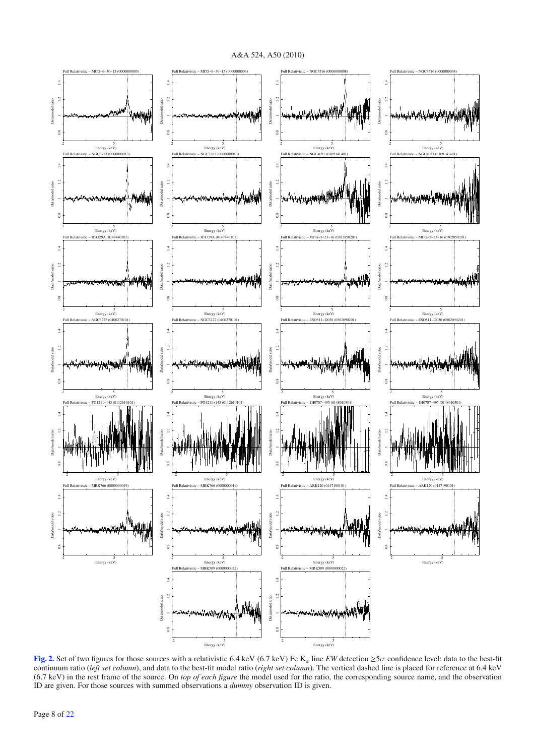**Fig. 2.** Set of two figures for those sources with a relativistic 6.4 keV (6.7 keV) Fe $K_{\alpha}$ line *EW* detection $\geq 5\sigma$ confidence level: data to the best-fit continuum ratio (*left set column*), and data to the best-fit model ratio (*right set column*). The vertical dashed line is placed for reference at 6.4 keV (6.7 keV) in the rest frame of the source. On *top of each figure* the model used for the ratio, the corresponding source name, and the observation ID are given. For those sources with summed observations a *dummy* observation ID is given.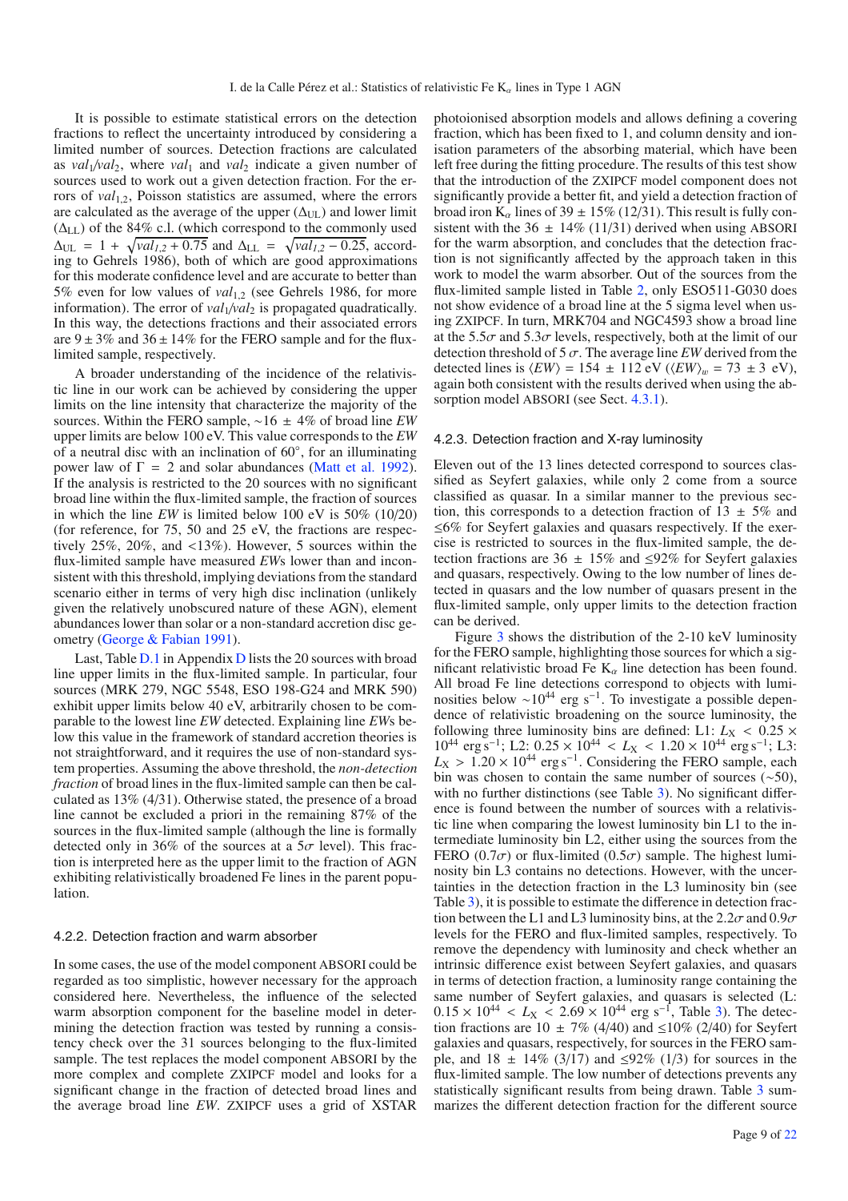It is possible to estimate statistical errors on the detection fractions to reflect the uncertainty introduced by considering a limited number of sources. Detection fractions are calculated as $val_1/val_2$, where $val_1$ and $val_2$ indicate a given number of sources used to work out a given detection fraction. For the errors of $val_{1,2}$, Poisson statistics are assumed, where the errors are calculated as the average of the upper ($\Delta_{\rm UL}$) and lower limit ($\Delta_{\rm LL}$) of the 84% c.l. (which correspond to the commonly used $\Delta_{\rm UL} = 1 + \sqrt{val_{1,2} + 0.75}$ and $\Delta_{\rm LL} = \sqrt{val_{1,2} - 0.25}$, according to Gehrels 1986), both of which are good approximations for this moderate confidence level and are accurate to better than 5% even for low values of $val_{1,2}$ (see Gehrels 1986, for more information). The error of $val_1/val_2$ is propagated quadratically. In this way, the detections fractions and their associated errors are $9 \pm 3\%$ and $36 \pm 14\%$ for the FERO sample and for the flux-limited sample, respectively.

A broader understanding of the incidence of the relativistic line in our work can be achieved by considering the upper limits on the line intensity that characterize the majority of the sources. Within the FERO sample, $\sim 16 \pm 4\%$ of broad line *EW* upper limits are below 100 eV. This value corresponds to the *EW* of a neutral disc with an inclination of 60°, for an illuminating power law of $\Gamma = 2$ and solar abundances (Matt et al. 1992). If the analysis is restricted to the 20 sources with no significant broad line within the flux-limited sample, the fraction of sources in which the line *EW* is limited below 100 eV is 50% (10/20) (for reference, for 75, 50 and 25 eV, the fractions are respectively 25%, 20%, and <13%). However, 5 sources within the flux-limited sample have measured *EW*s lower than and inconsistent with this threshold, implying deviations from the standard scenario either in terms of very high disc inclination (unlikely given the relatively unobscured nature of these AGN), element abundances lower than solar or a non-standard accretion disc geometry (George & Fabian 1991).

Last, Table D.1 in Appendix D lists the 20 sources with broad line upper limits in the flux-limited sample. In particular, four sources (MRK 279, NGC 5548, ESO 198-G24 and MRK 590) exhibit upper limits below 40 eV, arbitrarily chosen to be comparable to the lowest line *EW* detected. Explaining line *EW*s below this value in the framework of standard accretion theories is not straightforward, and it requires the use of non-standard system properties. Assuming the above threshold, the *non-detection fraction* of broad lines in the flux-limited sample can then be calculated as 13% (4/31). Otherwise stated, the presence of a broad line cannot be excluded a priori in the remaining 87% of the sources in the flux-limited sample (although the line is formally detected only in 36% of the sources at a $5\sigma$ level). This fraction is interpreted here as the upper limit to the fraction of AGN exhibiting relativistically broadened Fe lines in the parent population.

### 4.2.2. Detection fraction and warm absorber

In some cases, the use of the model component ABSORI could be regarded as too simplistic, however necessary for the approach considered here. Nevertheless, the influence of the selected warm absorption component for the baseline model in determining the detection fraction was tested by running a consistency check over the 31 sources belonging to the flux-limited sample. The test replaces the model component ABSORI by the more complex and complete ZXIPCF model and looks for a significant change in the fraction of detected broad lines and the average broad line *EW*. ZXIPCF uses a grid of XSTAR photoionised absorption models and allows defining a covering fraction, which has been fixed to 1, and column density and ionisation parameters of the absorbing material, which have been left free during the fitting procedure. The results of this test show that the introduction of the ZXIPCF model component does not significantly provide a better fit, and yield a detection fraction of broad iron $K_\alpha$ lines of $39 \pm 15\%$ (12/31). This result is fully consistent with the $36 \pm 14\%$ (11/31) derived when using ABSORI for the warm absorption, and concludes that the detection fraction is not significantly affected by the approach taken in this work to model the warm absorber. Out of the sources from the flux-limited sample listed in Table 2, only ESO511-G030 does not show evidence of a broad line at the 5 sigma level when using ZXIPCF. In turn, MRK704 and NGC4593 show a broad line at the $5.5\sigma$ and $5.3\sigma$ levels, respectively, both at the limit of our detection threshold of $5\,\sigma$. The average line *EW* derived from the detected lines is $\langle EW \rangle = 154 \pm 112$ eV ($\langle EW \rangle_w = 73 \pm 3$ eV), again both consistent with the results derived when using the absorption model ABSORI (see Sect. 4.3.1).

### 4.2.3. Detection fraction and X-ray luminosity

Eleven out of the 13 lines detected correspond to sources classified as Seyfert galaxies, while only 2 come from a source classified as quasar. In a similar manner to the previous section, this corresponds to a detection fraction of $13 \pm 5\%$ and $\leq 6\%$ for Seyfert galaxies and quasars respectively. If the exercise is restricted to sources in the flux-limited sample, the detection fractions are $36 \pm 15\%$ and $\leq 92\%$ for Seyfert galaxies and quasars, respectively. Owing to the low number of lines detected in quasars and the low number of quasars present in the flux-limited sample, only upper limits to the detection fraction can be derived.

Figure 3 shows the distribution of the 2-10 keV luminosity for the FERO sample, highlighting those sources for which a significant relativistic broad Fe $K_\alpha$ line detection has been found. All broad Fe line detections correspond to objects with luminosities below $\sim 10^{44}$ erg s$^{-1}$. To investigate a possible dependence of relativistic broadening on the source luminosity, the following three luminosity bins are defined: L1: $L_{\rm X} < 0.25 \times 10^{44}$ erg s$^{-1}$; L2: $0.25 \times 10^{44} < L_{\rm X} < 1.20 \times 10^{44}$ erg s$^{-1}$; L3: $L_{\rm X} > 1.20 \times 10^{44}$ erg s$^{-1}$. Considering the FERO sample, each bin was chosen to contain the same number of sources ($\sim$50), with no further distinctions (see Table 3). No significant difference is found between the number of sources with a relativistic line when comparing the lowest luminosity bin L1 to the intermediate luminosity bin L2, either using the sources from the FERO ($0.7\sigma$) or flux-limited ($0.5\sigma$) sample. The highest luminosity bin L3 contains no detections. However, with the uncertainties in the detection fraction in the L3 luminosity bin (see Table 3), it is possible to estimate the difference in detection fraction between the L1 and L3 luminosity bins, at the $2.2\sigma$ and $0.9\sigma$ levels for the FERO and flux-limited samples, respectively. To remove the dependency with luminosity and check whether an intrinsic difference exist between Seyfert galaxies, and quasars in terms of detection fraction, a luminosity range containing the same number of Seyfert galaxies, and quasars is selected (L: $0.15 \times 10^{44} < L_{\rm X} < 2.69 \times 10^{44}$ erg s$^{-1}$, Table 3). The detection fractions are $10 \pm 7\%$ (4/40) and $\leq 10\%$ (2/40) for Seyfert galaxies and quasars, respectively, for sources in the FERO sample, and $18 \pm 14\%$ (3/17) and $\leq 92\%$ (1/3) for sources in the flux-limited sample. The low number of detections prevents any statistically significant results from being drawn. Table 3 summarizes the different detection fraction for the different source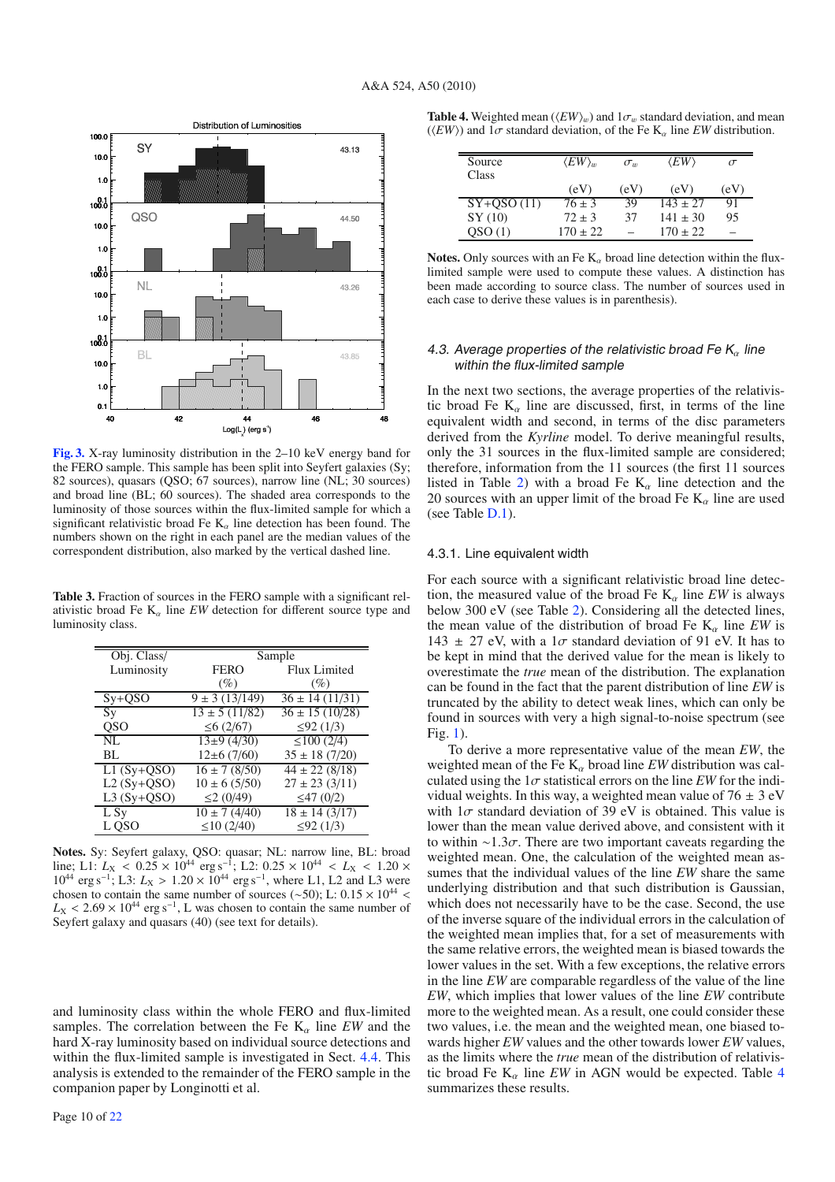**Fig. 3.** X-ray luminosity distribution in the 2–10 keV energy band for the FERO sample. This sample has been split into Seyfert galaxies (Sy; 82 sources), quasars (QSO; 67 sources), narrow line (NL; 30 sources) and broad line (BL; 60 sources). The shaded area corresponds to the luminosity of those sources within the flux-limited sample for which a significant relativistic broad Fe K$_\alpha$ line detection has been found. The numbers shown on the right in each panel are the median values of the correspondent distribution, also marked by the vertical dashed line.

**Table 3.** Fraction of sources in the FERO sample with a significant relativistic broad Fe K$_\alpha$ line *EW* detection for different source type and luminosity class.

| Obj. Class/ Luminosity | Sample | |
|---|---|---|
| | FERO (%) | Flux Limited (%) |
| Sy+QSO | 9 ± 3 (13/149) | 36 ± 14 (11/31) |
| Sy | 13 ± 5 (11/82) | 36 ± 15 (10/28) |
| QSO | ≤6 (2/67) | ≤92 (1/3) |
| NL | 13±9 (4/30) | ≤100 (2/4) |
| BL | 12±6 (7/60) | 35 ± 18 (7/20) |
| L1 (Sy+QSO) | 16 ± 7 (8/50) | 44 ± 22 (8/18) |
| L2 (Sy+QSO) | 10 ± 6 (5/50) | 27 ± 23 (3/11) |
| L3 (Sy+QSO) | ≤2 (0/49) | ≤47 (0/2) |
| L Sy | 10 ± 7 (4/40) | 18 ± 14 (3/17) |
| L QSO | ≤10 (2/40) | ≤92 (1/3) |

**Notes.** Sy: Seyfert galaxy, QSO: quasar; NL: narrow line, BL: broad line; L1: $L_X < 0.25 \times 10^{44}$ erg s$^{-1}$; L2: $0.25 \times 10^{44} < L_X < 1.20 \times 10^{44}$ erg s$^{-1}$; L3: $L_X > 1.20 \times 10^{44}$ erg s$^{-1}$, where L1, L2 and L3 were chosen to contain the same number of sources (~50); L: $0.15 \times 10^{44} < L_X < 2.69 \times 10^{44}$ erg s$^{-1}$, L was chosen to contain the same number of Seyfert galaxy and quasars (40) (see text for details).

and luminosity class within the whole FERO and flux-limited samples. The correlation between the Fe K$_\alpha$ line *EW* and the hard X-ray luminosity based on individual source detections and within the flux-limited sample is investigated in Sect. 4.4. This analysis is extended to the remainder of the FERO sample in the companion paper by Longinotti et al.

**Table 4.** Weighted mean ($\langle EW \rangle_w$) and $1\sigma_w$ standard deviation, and mean ($\langle EW \rangle$) and $1\sigma$ standard deviation, of the Fe K$_\alpha$ line *EW* distribution.

| Source Class | $\langle EW \rangle_w$ (eV) | $\sigma_w$ (eV) | $\langle EW \rangle$ (eV) | $\sigma$ (eV) |
|---|---|---|---|---|
| SY+QSO (11) | 76 ± 3 | 39 | 143 ± 27 | 91 |
| SY (10) | 72 ± 3 | 37 | 141 ± 30 | 95 |
| QSO (1) | 170 ± 22 | – | 170 ± 22 | – |

**Notes.** Only sources with an Fe K$_\alpha$ broad line detection within the flux-limited sample were used to compute these values. A distinction has been made according to source class. The number of sources used in each case to derive these values is in parenthesis).

### 4.3. Average properties of the relativistic broad Fe K$_\alpha$ line within the flux-limited sample

In the next two sections, the average properties of the relativistic broad Fe K$_\alpha$ line are discussed, first, in terms of the line equivalent width and second, in terms of the disc parameters derived from the *Kyrline* model. To derive meaningful results, only the 31 sources in the flux-limited sample are considered; therefore, information from the 11 sources (the first 11 sources listed in Table 2) with a broad Fe K$_\alpha$ line detection and the 20 sources with an upper limit of the broad Fe K$_\alpha$ line are used (see Table D.1).

#### 4.3.1. Line equivalent width

For each source with a significant relativistic broad line detection, the measured value of the broad Fe K$_\alpha$ line *EW* is always below 300 eV (see Table 2). Considering all the detected lines, the mean value of the distribution of broad Fe K$_\alpha$ line *EW* is 143 ± 27 eV, with a $1\sigma$ standard deviation of 91 eV. It has to be kept in mind that the derived value for the mean is likely to overestimate the *true* mean of the distribution. The explanation can be found in the fact that the parent distribution of line *EW* is truncated by the ability to detect weak lines, which can only be found in sources with very a high signal-to-noise spectrum (see Fig. 1).

To derive a more representative value of the mean *EW*, the weighted mean of the Fe K$_\alpha$ broad line *EW* distribution was calculated using the $1\sigma$ statistical errors on the line *EW* for the individual weights. In this way, a weighted mean value of 76 ± 3 eV with $1\sigma$ standard deviation of 39 eV is obtained. This value is lower than the mean value derived above, and consistent with it to within ~$1.3\sigma$. There are two important caveats regarding the weighted mean. One, the calculation of the weighted mean assumes that the individual values of the line *EW* share the same underlying distribution and that such distribution is Gaussian, which does not necessarily have to be the case. Second, the use of the inverse square of the individual errors in the calculation of the weighted mean implies that, for a set of measurements with the same relative errors, the weighted mean is biased towards the lower values in the set. With a few exceptions, the relative errors in the line *EW* are comparable regardless of the value of the line *EW*, which implies that lower values of the line *EW* contribute more to the weighted mean. As a result, one could consider these two values, i.e. the mean and the weighted mean, one biased towards higher *EW* values and the other towards lower *EW* values, as the limits where the *true* mean of the distribution of relativistic broad Fe K$_\alpha$ line *EW* in AGN would be expected. Table 4 summarizes these results.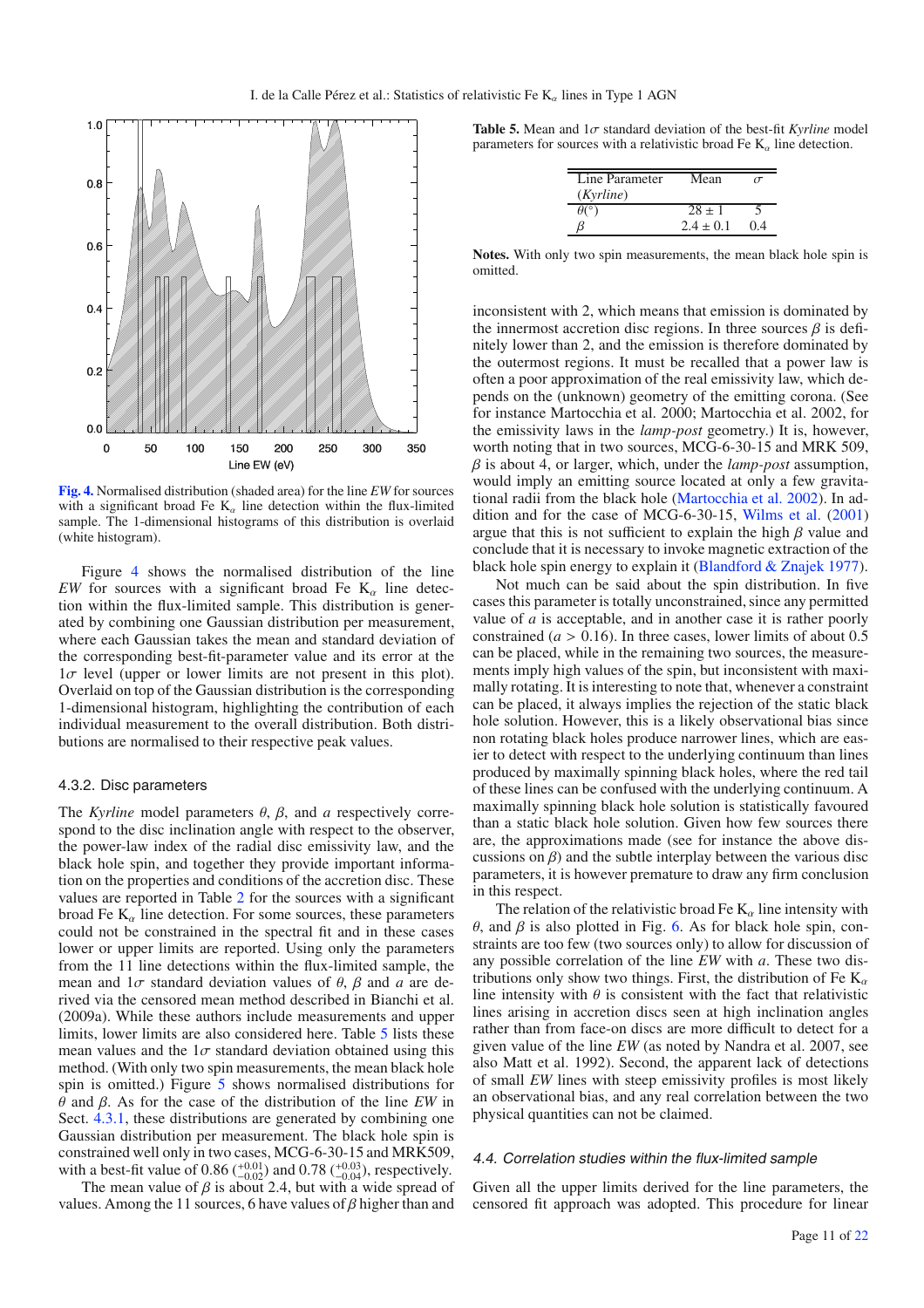Fig. 4. Normalised distribution (shaded area) for the line *EW* for sources with a significant broad Fe $K_{\alpha}$ line detection within the flux-limited sample. The 1-dimensional histograms of this distribution is overlaid (white histogram).

Figure 4 shows the normalised distribution of the line *EW* for sources with a significant broad Fe $K_{\alpha}$ line detection within the flux-limited sample. This distribution is generated by combining one Gaussian distribution per measurement, where each Gaussian takes the mean and standard deviation of the corresponding best-fit-parameter value and its error at the $1\sigma$ level (upper or lower limits are not present in this plot). Overlaid on top of the Gaussian distribution is the corresponding 1-dimensional histogram, highlighting the contribution of each individual measurement to the overall distribution. Both distributions are normalised to their respective peak values.

### 4.3.2. Disc parameters

The *Kyrline* model parameters $\theta$, $\beta$, and $a$ respectively correspond to the disc inclination angle with respect to the observer, the power-law index of the radial disc emissivity law, and the black hole spin, and together they provide important information on the properties and conditions of the accretion disc. These values are reported in Table 2 for the sources with a significant broad Fe $K_{\alpha}$ line detection. For some sources, these parameters could not be constrained in the spectral fit and in these cases lower or upper limits are reported. Using only the parameters from the 11 line detections within the flux-limited sample, the mean and $1\sigma$ standard deviation values of $\theta$, $\beta$ and $a$ are derived via the censored mean method described in Bianchi et al. (2009a). While these authors include measurements and upper limits, lower limits are also considered here. Table 5 lists these mean values and the $1\sigma$ standard deviation obtained using this method. (With only two spin measurements, the mean black hole spin is omitted.) Figure 5 shows normalised distributions for $\theta$ and $\beta$. As for the case of the distribution of the line *EW* in Sect. 4.3.1, these distributions are generated by combining one Gaussian distribution per measurement. The black hole spin is constrained well only in two cases, MCG-6-30-15 and MRK509, with a best-fit value of 0.86 ($^{+0.01}_{-0.02}$) and 0.78 ($^{+0.03}_{-0.04}$), respectively.

The mean value of $\beta$ is about 2.4, but with a wide spread of values. Among the 11 sources, 6 have values of $\beta$ higher than and inconsistent with 2, which means that emission is dominated by the innermost accretion disc regions. In three sources $\beta$ is definitely lower than 2, and the emission is therefore dominated by the outermost regions. It must be recalled that a power law is often a poor approximation of the real emissivity law, which depends on the (unknown) geometry of the emitting corona. (See for instance Martocchia et al. 2000; Martocchia et al. 2002, for the emissivity laws in the *lamp-post* geometry.) It is, however, worth noting that in two sources, MCG-6-30-15 and MRK 509, $\beta$ is about 4, or larger, which, under the *lamp-post* assumption, would imply an emitting source located at only a few gravitational radii from the black hole (Martocchia et al. 2002). In addition and for the case of MCG-6-30-15, Wilms et al. (2001) argue that this is not sufficient to explain the high $\beta$ value and conclude that it is necessary to invoke magnetic extraction of the black hole spin energy to explain it (Blandford & Znajek 1977).

Not much can be said about the spin distribution. In five cases this parameter is totally unconstrained, since any permitted value of $a$ is acceptable, and in another case it is rather poorly constrained ($a > 0.16$). In three cases, lower limits of about 0.5 can be placed, while in the remaining two sources, the measurements imply high values of the spin, but inconsistent with maximally rotating. It is interesting to note that, whenever a constraint can be placed, it always implies the rejection of the static black hole solution. However, this is a likely observational bias since non rotating black holes produce narrower lines, which are easier to detect with respect to the underlying continuum than lines produced by maximally spinning black holes, where the red tail of these lines can be confused with the underlying continuum. A maximally spinning black hole solution is statistically favoured than a static black hole solution. Given how few sources there are, the approximations made (see for instance the above discussions on $\beta$) and the subtle interplay between the various disc parameters, it is however premature to draw any firm conclusion in this respect.

The relation of the relativistic broad Fe $K_{\alpha}$ line intensity with $\theta$, and $\beta$ is also plotted in Fig. 6. As for black hole spin, constraints are too few (two sources only) to allow for discussion of any possible correlation of the line *EW* with $a$. These two distributions only show two things. First, the distribution of Fe $K_{\alpha}$ line intensity with $\theta$ is consistent with the fact that relativistic lines arising in accretion discs seen at high inclination angles rather than from face-on discs are more difficult to detect for a given value of the line *EW* (as noted by Nandra et al. 2007, see also Matt et al. 1992). Second, the apparent lack of detections of small *EW* lines with steep emissivity profiles is most likely an observational bias, and any real correlation between the two physical quantities can not be claimed.

**Table 5.** Mean and $1\sigma$ standard deviation of the best-fit *Kyrline* model parameters for sources with a relativistic broad Fe $K_{\alpha}$ line detection.

| Line Parameter (*Kyrline*) | Mean | $\sigma$ |
|---|---|---|
| $\theta(^{\circ})$ | $28 \pm 1$ | 5 |
| $\beta$ | $2.4 \pm 0.1$ | 0.4 |

**Notes.** With only two spin measurements, the mean black hole spin is omitted.

### 4.4. Correlation studies within the flux-limited sample

Given all the upper limits derived for the line parameters, the censored fit approach was adopted. This procedure for linear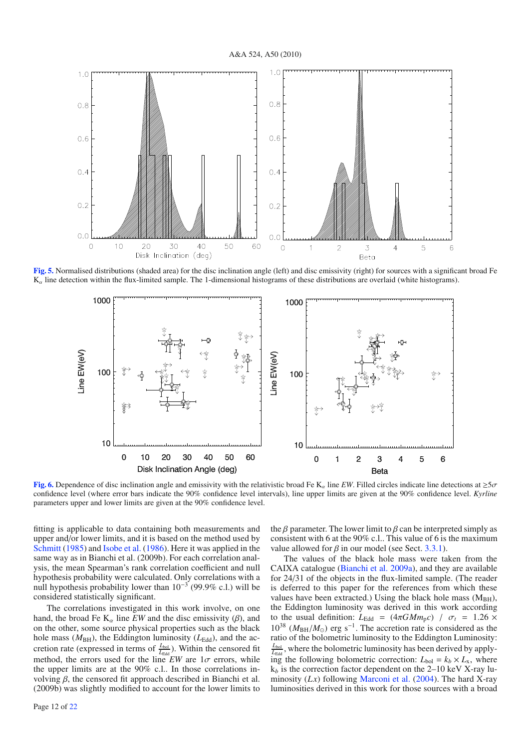**Fig. 5.** Normalised distributions (shaded area) for the disc inclination angle (left) and disc emissivity (right) for sources with a significant broad Fe $K_\alpha$ line detection within the flux-limited sample. The 1-dimensional histograms of these distributions are overlaid (white histograms).

**Fig. 6.** Dependence of disc inclination angle and emissivity with the relativistic broad Fe $K_\alpha$ line *EW*. Filled circles indicate line detections at $\geq 5\sigma$ confidence level (where error bars indicate the 90% confidence level intervals), line upper limits are given at the 90% confidence level. *Kyrline* parameters upper and lower limits are given at the 90% confidence level.

fitting is applicable to data containing both measurements and upper and/or lower limits, and it is based on the method used by Schmitt (1985) and Isobe et al. (1986). Here it was applied in the same way as in Bianchi et al. (2009b). For each correlation analysis, the mean Spearman's rank correlation coefficient and null hypothesis probability were calculated. Only correlations with a null hypothesis probability lower than $10^{-3}$ (99.9% c.l.) will be considered statistically significant.

The correlations investigated in this work involve, on one hand, the broad Fe $K_\alpha$ line *EW* and the disc emissivity ($\beta$), and on the other, some source physical properties such as the black hole mass ($M_{\rm BH}$), the Eddington luminosity ($L_{\rm Edd}$), and the accretion rate (expressed in terms of $\frac{L_{\rm bol}}{L_{\rm Edd}}$). Within the censored fit method, the errors used for the line *EW* are $1\sigma$ errors, while the upper limits are at the 90% c.l.. In those correlations involving $\beta$, the censored fit approach described in Bianchi et al. (2009b) was slightly modified to account for the lower limits to the $\beta$ parameter. The lower limit to $\beta$ can be interpreted simply as consistent with 6 at the 90% c.l.. This value of 6 is the maximum value allowed for $\beta$ in our model (see Sect. 3.3.1).

The values of the black hole mass were taken from the CAIXA catalogue (Bianchi et al. 2009a), and they are available for 24/31 of the objects in the flux-limited sample. (The reader is deferred to this paper for the references from which these values have been extracted.) Using the black hole mass ($M_{\rm BH}$), the Eddington luminosity was derived in this work according to the usual definition: $L_{\rm Edd} = (4\pi G M m_{\rm p} c) / \sigma_t = 1.26 \times 10^{38}$ $(M_{\rm BH}/M_\odot)$ erg s$^{-1}$. The accretion rate is considered as the ratio of the bolometric luminosity to the Eddington Luminosity: $\frac{L_{\rm bol}}{L_{\rm Edd}}$, where the bolometric luminosity has been derived by applying the following bolometric correction: $L_{\rm bol} = k_b \times L_{\rm x}$, where $k_b$ is the correction factor dependent on the 2–10 keV X-ray luminosity ($Lx$) following Marconi et al. (2004). The hard X-ray luminosities derived in this work for those sources with a broad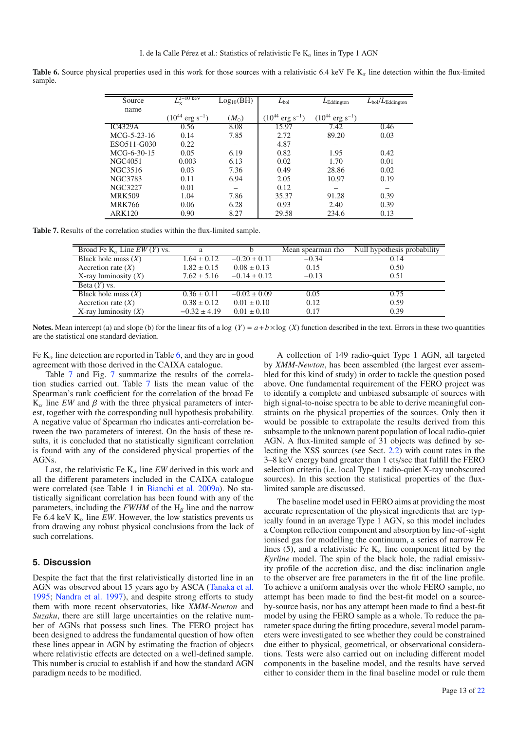**Table 6.** Source physical properties used in this work for those sources with a relativistic 6.4 keV Fe $K_\alpha$ line detection within the flux-limited sample.

| Source name | $L_X^{2-10\ keV}$ | $Log_{10}(BH)$ | $L_{bol}$ | $L_{Eddington}$ | $L_{bol}/L_{Eddington}$ |
|---|---|---|---|---|---|
| | ($10^{44}$ erg s$^{-1}$) | ($M_\odot$) | ($10^{44}$ erg s$^{-1}$) | ($10^{44}$ erg s$^{-1}$) | |
| IC4329A | 0.56 | 8.08 | 15.97 | 7.42 | 0.46 |
| MCG-5-23-16 | 0.14 | 7.85 | 2.72 | 89.20 | 0.03 |
| ESO511-G030 | 0.22 | – | 4.87 | – | – |
| MCG-6-30-15 | 0.05 | 6.19 | 0.82 | 1.95 | 0.42 |
| NGC4051 | 0.003 | 6.13 | 0.02 | 1.70 | 0.01 |
| NGC3516 | 0.03 | 7.36 | 0.49 | 28.86 | 0.02 |
| NGC3783 | 0.11 | 6.94 | 2.05 | 10.97 | 0.19 |
| NGC3227 | 0.01 | – | 0.12 | – | – |
| MRK509 | 1.04 | 7.86 | 35.37 | 91.28 | 0.39 |
| MRK766 | 0.06 | 6.28 | 0.93 | 2.40 | 0.39 |
| ARK120 | 0.90 | 8.27 | 29.58 | 234.6 | 0.13 |

**Table 7.** Results of the correlation studies within the flux-limited sample.

| Broad Fe $K_\alpha$ Line *EW* (*Y*) vs. | a | b | Mean spearman rho | Null hypothesis probability |
|---|---|---|---|---|
| Black hole mass (*X*) | $1.64 \pm 0.12$ | $-0.20 \pm 0.11$ | −0.34 | 0.14 |
| Accretion rate (*X*) | $1.82 \pm 0.15$ | $0.08 \pm 0.13$ | 0.15 | 0.50 |
| X-ray luminosity (*X*) | $7.62 \pm 5.16$ | $-0.14 \pm 0.12$ | −0.13 | 0.51 |
| Beta (*Y*) vs. | | | | |
| Black hole mass (*X*) | $0.36 \pm 0.11$ | $-0.02 \pm 0.09$ | 0.05 | 0.75 |
| Accretion rate (*X*) | $0.38 \pm 0.12$ | $0.01 \pm 0.10$ | 0.12 | 0.59 |
| X-ray luminosity (*X*) | $-0.32 \pm 4.19$ | $0.01 \pm 0.10$ | 0.17 | 0.39 |

**Notes.** Mean intercept (a) and slope (b) for the linear fits of a $\log(Y) = a + b \times \log(X)$ function described in the text. Errors in these two quantities are the statistical one standard deviation.

Fe $K_\alpha$ line detection are reported in Table 6, and they are in good agreement with those derived in the CAIXA catalogue.

Table 7 and Fig. 7 summarize the results of the correlation studies carried out. Table 7 lists the mean value of the Spearman's rank coefficient for the correlation of the broad Fe $K_\alpha$ line *EW* and $\beta$ with the three physical parameters of interest, together with the corresponding null hypothesis probability. A negative value of Spearman rho indicates anti-correlation between the two parameters of interest. On the basis of these results, it is concluded that no statistically significant correlation is found with any of the considered physical properties of the AGNs.

Last, the relativistic Fe $K_\alpha$ line *EW* derived in this work and all the different parameters included in the CAIXA catalogue were correlated (see Table 1 in Bianchi et al. 2009a). No statistically significant correlation has been found with any of the parameters, including the *FWHM* of the $H_\beta$ line and the narrow Fe 6.4 keV $K_\alpha$ line *EW*. However, the low statistics prevents us from drawing any robust physical conclusions from the lack of such correlations.

## 5. Discussion

Despite the fact that the first relativistically distorted line in an AGN was observed about 15 years ago by ASCA (Tanaka et al. 1995; Nandra et al. 1997), and despite strong efforts to study them with more recent observatories, like *XMM-Newton* and *Suzaku*, there are still large uncertainties on the relative number of AGNs that possess such lines. The FERO project has been designed to address the fundamental question of how often these lines appear in AGN by estimating the fraction of objects where relativistic effects are detected on a well-defined sample. This number is crucial to establish if and how the standard AGN paradigm needs to be modified.

A collection of 149 radio-quiet Type 1 AGN, all targeted by *XMM-Newton*, has been assembled (the largest ever assembled for this kind of study) in order to tackle the question posed above. One fundamental requirement of the FERO project was to identify a complete and unbiased subsample of sources with high signal-to-noise spectra to be able to derive meaningful constraints on the physical properties of the sources. Only then it would be possible to extrapolate the results derived from this subsample to the unknown parent population of local radio-quiet AGN. A flux-limited sample of 31 objects was defined by selecting the XSS sources (see Sect. 2.2) with count rates in the 3–8 keV energy band greater than 1 cts/sec that fulfill the FERO selection criteria (i.e. local Type 1 radio-quiet X-ray unobscured sources). In this section the statistical properties of the flux-limited sample are discussed.

The baseline model used in FERO aims at providing the most accurate representation of the physical ingredients that are typically found in an average Type 1 AGN, so this model includes a Compton reflection component and absorption by line-of-sight ionised gas for modelling the continuum, a series of narrow Fe lines (5), and a relativistic Fe $K_\alpha$ line component fitted by the *Kyrline* model. The spin of the black hole, the radial emissivity profile of the accretion disc, and the disc inclination angle to the observer are free parameters in the fit of the line profile. To achieve a uniform analysis over the whole FERO sample, no attempt has been made to find the best-fit model on a source-by-source basis, nor has any attempt been made to find a best-fit model by using the FERO sample as a whole. To reduce the parameter space during the fitting procedure, several model parameters were investigated to see whether they could be constrained due either to physical, geometrical, or observational considerations. Tests were also carried out on including different model components in the baseline model, and the results have served either to consider them in the final baseline model or rule them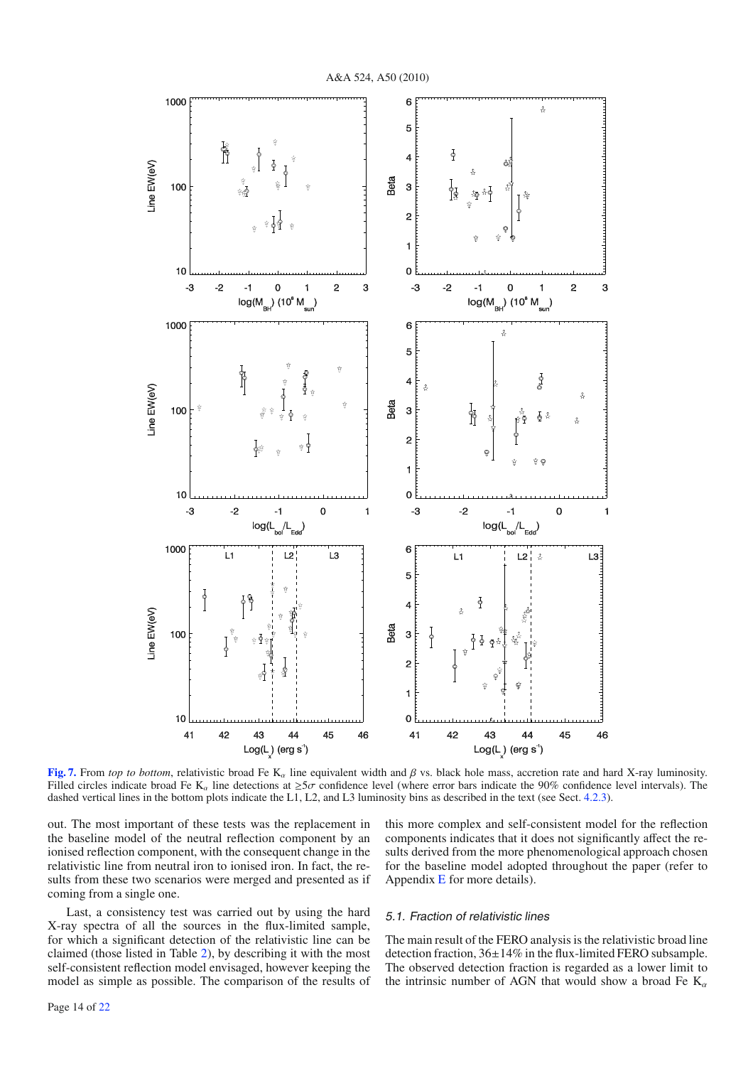**Fig. 7.** From *top to bottom*, relativistic broad Fe $K_\alpha$ line equivalent width and $\beta$ vs. black hole mass, accretion rate and hard X-ray luminosity. Filled circles indicate broad Fe $K_\alpha$ line detections at $\geq 5\sigma$ confidence level (where error bars indicate the 90% confidence level intervals). The dashed vertical lines in the bottom plots indicate the L1, L2, and L3 luminosity bins as described in the text (see Sect. 4.2.3).

out. The most important of these tests was the replacement in the baseline model of the neutral reflection component by an ionised reflection component, with the consequent change in the relativistic line from neutral iron to ionised iron. In fact, the results from these two scenarios were merged and presented as if coming from a single one.

Last, a consistency test was carried out by using the hard X-ray spectra of all the sources in the flux-limited sample, for which a significant detection of the relativistic line can be claimed (those listed in Table 2), by describing it with the most self-consistent reflection model envisaged, however keeping the model as simple as possible. The comparison of the results of this more complex and self-consistent model for the reflection components indicates that it does not significantly affect the results derived from the more phenomenological approach chosen for the baseline model adopted throughout the paper (refer to Appendix E for more details).

### 5.1. Fraction of relativistic lines

The main result of the FERO analysis is the relativistic broad line detection fraction, 36±14% in the flux-limited FERO subsample. The observed detection fraction is regarded as a lower limit to the intrinsic number of AGN that would show a broad Fe $K_\alpha$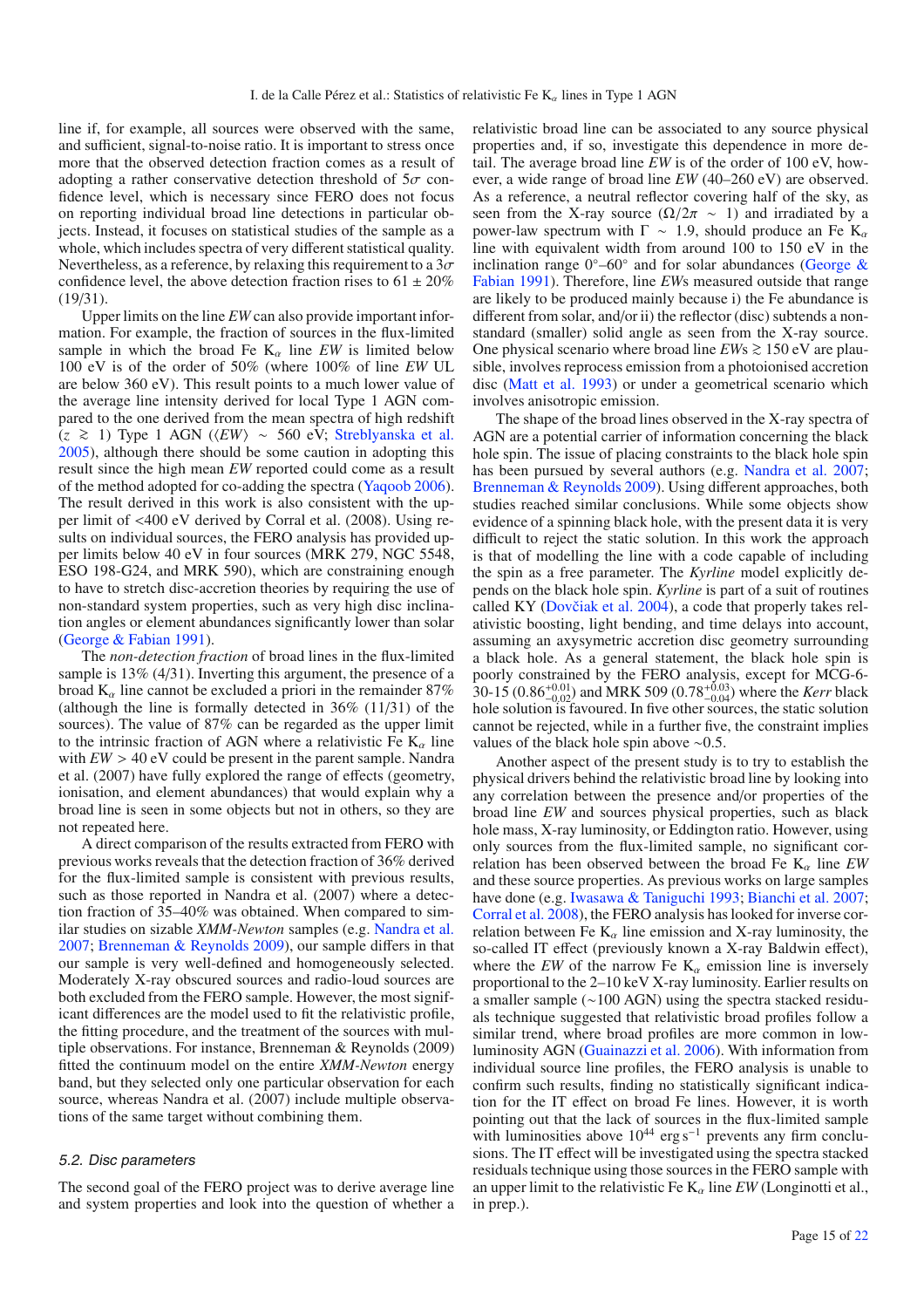line if, for example, all sources were observed with the same, and sufficient, signal-to-noise ratio. It is important to stress once more that the observed detection fraction comes as a result of adopting a rather conservative detection threshold of $5\sigma$ confidence level, which is necessary since FERO does not focus on reporting individual broad line detections in particular objects. Instead, it focuses on statistical studies of the sample as a whole, which includes spectra of very different statistical quality. Nevertheless, as a reference, by relaxing this requirement to a $3\sigma$ confidence level, the above detection fraction rises to $61 \pm 20\%$ (19/31).

Upper limits on the line *EW* can also provide important information. For example, the fraction of sources in the flux-limited sample in which the broad Fe $K_\alpha$ line *EW* is limited below 100 eV is of the order of 50% (where 100% of line *EW* UL are below 360 eV). This result points to a much lower value of the average line intensity derived for local Type 1 AGN compared to the one derived from the mean spectra of high redshift ($z \gtrsim 1$) Type 1 AGN ($\langle EW \rangle \sim 560$ eV; Streblyanska et al. 2005), although there should be some caution in adopting this result since the high mean *EW* reported could come as a result of the method adopted for co-adding the spectra (Yaqoob 2006). The result derived in this work is also consistent with the upper limit of <400 eV derived by Corral et al. (2008). Using results on individual sources, the FERO analysis has provided upper limits below 40 eV in four sources (MRK 279, NGC 5548, ESO 198-G24, and MRK 590), which are constraining enough to have to stretch disc-accretion theories by requiring the use of non-standard system properties, such as very high disc inclination angles or element abundances significantly lower than solar (George & Fabian 1991).

The *non-detection fraction* of broad lines in the flux-limited sample is 13% (4/31). Inverting this argument, the presence of a broad $K_\alpha$ line cannot be excluded a priori in the remainder 87% (although the line is formally detected in 36% (11/31) of the sources). The value of 87% can be regarded as the upper limit to the intrinsic fraction of AGN where a relativistic Fe $K_\alpha$ line with $EW > 40$ eV could be present in the parent sample. Nandra et al. (2007) have fully explored the range of effects (geometry, ionisation, and element abundances) that would explain why a broad line is seen in some objects but not in others, so they are not repeated here.

A direct comparison of the results extracted from FERO with previous works reveals that the detection fraction of 36% derived for the flux-limited sample is consistent with previous results, such as those reported in Nandra et al. (2007) where a detection fraction of 35–40% was obtained. When compared to similar studies on sizable *XMM-Newton* samples (e.g. Nandra et al. 2007; Brenneman & Reynolds 2009), our sample differs in that our sample is very well-defined and homogeneously selected. Moderately X-ray obscured sources and radio-loud sources are both excluded from the FERO sample. However, the most significant differences are the model used to fit the relativistic profile, the fitting procedure, and the treatment of the sources with multiple observations. For instance, Brenneman & Reynolds (2009) fitted the continuum model on the entire *XMM-Newton* energy band, but they selected only one particular observation for each source, whereas Nandra et al. (2007) include multiple observations of the same target without combining them.

### 5.2. Disc parameters

The second goal of the FERO project was to derive average line and system properties and look into the question of whether a relativistic broad line can be associated to any source physical properties and, if so, investigate this dependence in more detail. The average broad line *EW* is of the order of 100 eV, however, a wide range of broad line *EW* (40–260 eV) are observed. As a reference, a neutral reflector covering half of the sky, as seen from the X-ray source ($\Omega/2\pi \sim 1$) and irradiated by a power-law spectrum with $\Gamma \sim 1.9$, should produce an Fe $K_\alpha$ line with equivalent width from around 100 to 150 eV in the inclination range 0°–60° and for solar abundances (George & Fabian 1991). Therefore, line *EW*s measured outside that range are likely to be produced mainly because i) the Fe abundance is different from solar, and/or ii) the reflector (disc) subtends a non-standard (smaller) solid angle as seen from the X-ray source. One physical scenario where broad line *EW*s $\gtrsim 150$ eV are plausible, involves reprocess emission from a photoionised accretion disc (Matt et al. 1993) or under a geometrical scenario which involves anisotropic emission.

The shape of the broad lines observed in the X-ray spectra of AGN are a potential carrier of information concerning the black hole spin. The issue of placing constraints to the black hole spin has been pursued by several authors (e.g. Nandra et al. 2007; Brenneman & Reynolds 2009). Using different approaches, both studies reached similar conclusions. While some objects show evidence of a spinning black hole, with the present data it is very difficult to reject the static solution. In this work the approach is that of modelling the line with a code capable of including the spin as a free parameter. The *Kyrline* model explicitly depends on the black hole spin. *Kyrline* is part of a suit of routines called KY (Dovčiak et al. 2004), a code that properly takes relativistic boosting, light bending, and time delays into account, assuming an axysymetric accretion disc geometry surrounding a black hole. As a general statement, the black hole spin is poorly constrained by the FERO analysis, except for MCG-6-30-15 ($0.86^{+0.01}_{-0.02}$) and MRK 509 ($0.78^{+0.03}_{-0.04}$) where the *Kerr* black hole solution is favoured. In five other sources, the static solution cannot be rejected, while in a further five, the constraint implies values of the black hole spin above ∼0.5.

Another aspect of the present study is to try to establish the physical drivers behind the relativistic broad line by looking into any correlation between the presence and/or properties of the broad line *EW* and sources physical properties, such as black hole mass, X-ray luminosity, or Eddington ratio. However, using only sources from the flux-limited sample, no significant correlation has been observed between the broad Fe $K_\alpha$ line *EW* and these source properties. As previous works on large samples have done (e.g. Iwasawa & Taniguchi 1993; Bianchi et al. 2007; Corral et al. 2008), the FERO analysis has looked for inverse correlation between Fe $K_\alpha$ line emission and X-ray luminosity, the so-called IT effect (previously known a X-ray Baldwin effect), where the *EW* of the narrow Fe $K_\alpha$ emission line is inversely proportional to the 2–10 keV X-ray luminosity. Earlier results on a smaller sample (∼100 AGN) using the spectra stacked residuals technique suggested that relativistic broad profiles follow a similar trend, where broad profiles are more common in low-luminosity AGN (Guainazzi et al. 2006). With information from individual source line profiles, the FERO analysis is unable to confirm such results, finding no statistically significant indication for the IT effect on broad Fe lines. However, it is worth pointing out that the lack of sources in the flux-limited sample with luminosities above $10^{44}$ erg s$^{-1}$ prevents any firm conclusions. The IT effect will be investigated using the spectra stacked residuals technique using those sources in the FERO sample with an upper limit to the relativistic Fe $K_\alpha$ line *EW* (Longinotti et al., in prep.).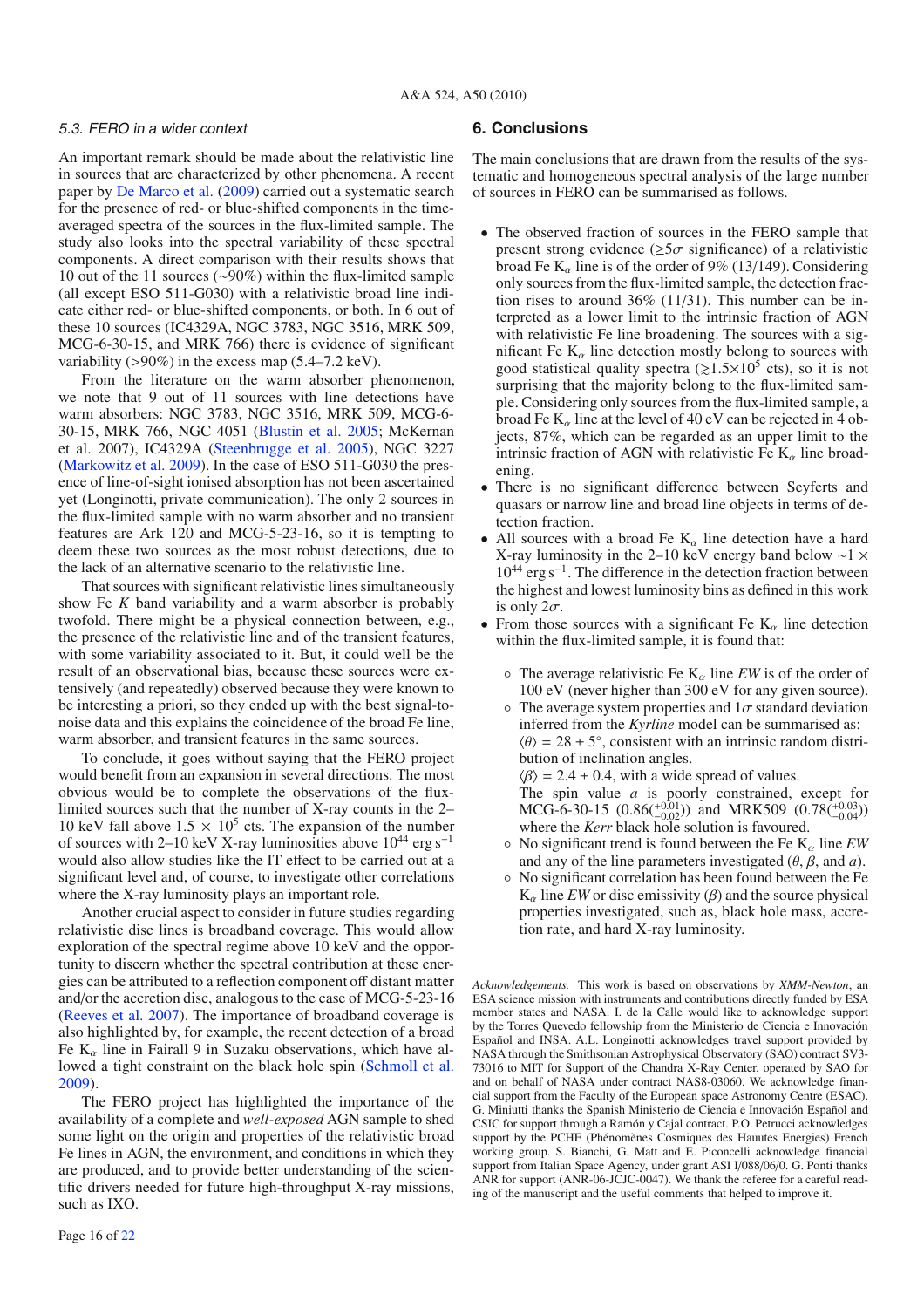### 5.3. FERO in a wider context

An important remark should be made about the relativistic line in sources that are characterized by other phenomena. A recent paper by De Marco et al. (2009) carried out a systematic search for the presence of red- or blue-shifted components in the time-averaged spectra of the sources in the flux-limited sample. The study also looks into the spectral variability of these spectral components. A direct comparison with their results shows that 10 out of the 11 sources (~90%) within the flux-limited sample (all except ESO 511-G030) with a relativistic broad line indicate either red- or blue-shifted components, or both. In 6 out of these 10 sources (IC4329A, NGC 3783, NGC 3516, MRK 509, MCG-6-30-15, and MRK 766) there is evidence of significant variability (>90%) in the excess map (5.4–7.2 keV).

From the literature on the warm absorber phenomenon, we note that 9 out of 11 sources with line detections have warm absorbers: NGC 3783, NGC 3516, MRK 509, MCG-6-30-15, MRK 766, NGC 4051 (Blustin et al. 2005; McKernan et al. 2007), IC4329A (Steenbrugge et al. 2005), NGC 3227 (Markowitz et al. 2009). In the case of ESO 511-G030 the presence of line-of-sight ionised absorption has not been ascertained yet (Longinotti, private communication). The only 2 sources in the flux-limited sample with no warm absorber and no transient features are Ark 120 and MCG-5-23-16, so it is tempting to deem these two sources as the most robust detections, due to the lack of an alternative scenario to the relativistic line.

That sources with significant relativistic lines simultaneously show Fe *K* band variability and a warm absorber is probably twofold. There might be a physical connection between, e.g., the presence of the relativistic line and of the transient features, with some variability associated to it. But, it could well be the result of an observational bias, because these sources were extensively (and repeatedly) observed because they were known to be interesting a priori, so they ended up with the best signal-to-noise data and this explains the coincidence of the broad Fe line, warm absorber, and transient features in the same sources.

To conclude, it goes without saying that the FERO project would benefit from an expansion in several directions. The most obvious would be to complete the observations of the flux-limited sources such that the number of X-ray counts in the 2–10 keV fall above $1.5 \times 10^5$ cts. The expansion of the number of sources with 2–10 keV X-ray luminosities above $10^{44}$ erg s$^{-1}$ would also allow studies like the IT effect to be carried out at a significant level and, of course, to investigate other correlations where the X-ray luminosity plays an important role.

Another crucial aspect to consider in future studies regarding relativistic disc lines is broadband coverage. This would allow exploration of the spectral regime above 10 keV and the opportunity to discern whether the spectral contribution at these energies can be attributed to a reflection component off distant matter and/or the accretion disc, analogous to the case of MCG-5-23-16 (Reeves et al. 2007). The importance of broadband coverage is also highlighted by, for example, the recent detection of a broad Fe $K_\alpha$ line in Fairall 9 in Suzaku observations, which have allowed a tight constraint on the black hole spin (Schmoll et al. 2009).

The FERO project has highlighted the importance of the availability of a complete and *well-exposed* AGN sample to shed some light on the origin and properties of the relativistic broad Fe lines in AGN, the environment, and conditions in which they are produced, and to provide better understanding of the scientific drivers needed for future high-throughput X-ray missions, such as IXO.

## 6. Conclusions

The main conclusions that are drawn from the results of the systematic and homogeneous spectral analysis of the large number of sources in FERO can be summarised as follows.

- The observed fraction of sources in the FERO sample that present strong evidence ($\gtrsim 5\sigma$ significance) of a relativistic broad Fe $K_\alpha$ line is of the order of 9% (13/149). Considering only sources from the flux-limited sample, the detection fraction rises to around 36% (11/31). This number can be interpreted as a lower limit to the intrinsic fraction of AGN with relativistic Fe line broadening. The sources with a significant Fe $K_\alpha$ line detection mostly belong to sources with good statistical quality spectra ($\gtrsim 1.5 \times 10^5$ cts), so it is not surprising that the majority belong to the flux-limited sample. Considering only sources from the flux-limited sample, a broad Fe $K_\alpha$ line at the level of 40 eV can be rejected in 4 objects, 87%, which can be regarded as an upper limit to the intrinsic fraction of AGN with relativistic Fe $K_\alpha$ line broadening.
- There is no significant difference between Seyferts and quasars or narrow line and broad line objects in terms of detection fraction.
- All sources with a broad Fe $K_\alpha$ line detection have a hard X-ray luminosity in the 2–10 keV energy band below $\sim 1 \times 10^{44}$ erg s$^{-1}$. The difference in the detection fraction between the highest and lowest luminosity bins as defined in this work is only $2\sigma$.
- From those sources with a significant Fe $K_\alpha$ line detection within the flux-limited sample, it is found that:
  - The average relativistic Fe $K_\alpha$ line *EW* is of the order of 100 eV (never higher than 300 eV for any given source).
  - The average system properties and $1\sigma$ standard deviation inferred from the *Kyrline* model can be summarised as:
    $\langle\theta\rangle = 28 \pm 5°$, consistent with an intrinsic random distribution of inclination angles.
    $\langle\beta\rangle = 2.4 \pm 0.4$, with a wide spread of values.
    The spin value $a$ is poorly constrained, except for MCG-6-30-15 ($0.86(^{+0.01}_{-0.02})$) and MRK509 ($0.78(^{+0.03}_{-0.04})$) where the *Kerr* black hole solution is favoured.
  - No significant trend is found between the Fe $K_\alpha$ line *EW* and any of the line parameters investigated ($\theta$, $\beta$, and $a$).
  - No significant correlation has been found between the Fe $K_\alpha$ line *EW* or disc emissivity ($\beta$) and the source physical properties investigated, such as, black hole mass, accretion rate, and hard X-ray luminosity.

*Acknowledgements.* This work is based on observations by *XMM-Newton*, an ESA science mission with instruments and contributions directly funded by ESA member states and NASA. I. de la Calle would like to acknowledge support by the Torres Quevedo fellowship from the Ministerio de Ciencia e Innovación Español and INSA. A.L. Longinotti acknowledges travel support provided by NASA through the Smithsonian Astrophysical Observatory (SAO) contract SV3-73016 to MIT for Support of the Chandra X-Ray Center, operated by SAO for and on behalf of NASA under contract NAS8-03060. We acknowledge financial support from the Faculty of the European space Astronomy Centre (ESAC). G. Miniutti thanks the Spanish Ministerio de Ciencia e Innovación Español and CSIC for support through a Ramón y Cajal contract. P.O. Petrucci acknowledges support by the PCHE (Phénomènes Cosmiques des Hautes Energies) French working group. S. Bianchi, G. Matt and E. Piconcelli acknowledge financial support from Italian Space Agency, under grant ASI I/088/06/0. G. Ponti thanks ANR for support (ANR-06-JCJC-0047). We thank the referee for a careful reading of the manuscript and the useful comments that helped to improve it.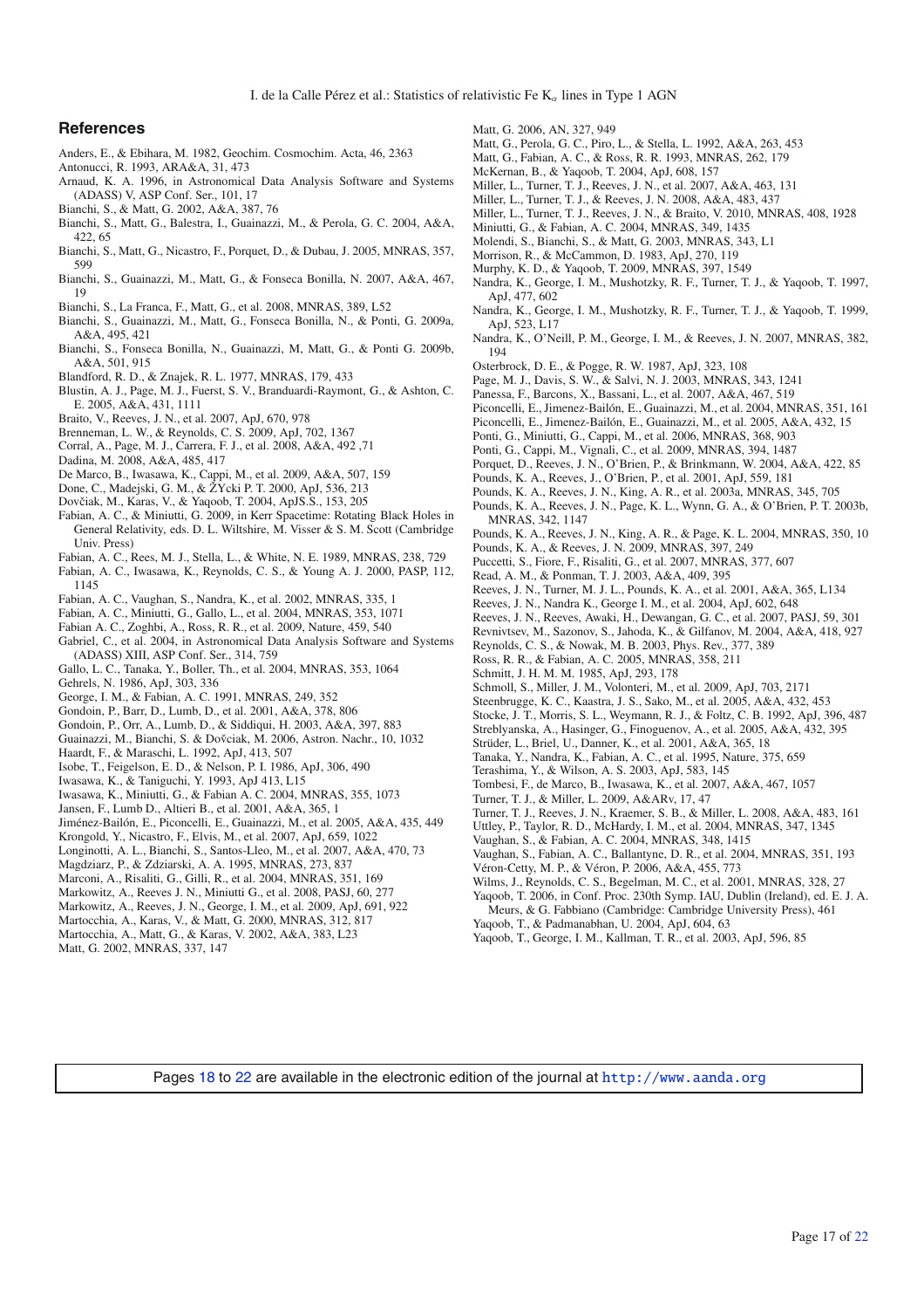## References

Anders, E., & Ebihara, M. 1982, Geochim. Cosmochim. Acta, 46, 2363
Antonucci, R. 1993, ARA&A, 31, 473
Arnaud, K. A. 1996, in Astronomical Data Analysis Software and Systems (ADASS) V, ASP Conf. Ser., 101, 17
Bianchi, S., & Matt, G. 2002, A&A, 387, 76
Bianchi, S., Matt, G., Balestra, I., Guainazzi, M., & Perola, G. C. 2004, A&A, 422, 65
Bianchi, S., Matt, G., Nicastro, F., Porquet, D., & Dubau, J. 2005, MNRAS, 357, 599
Bianchi, S., Guainazzi, M., Matt, G., & Fonseca Bonilla, N. 2007, A&A, 467, 19
Bianchi, S., La Franca, F., Matt, G., et al. 2008, MNRAS, 389, L52
Bianchi, S., Guainazzi, M., Matt, G., Fonseca Bonilla, N., & Ponti, G. 2009a, A&A, 495, 421
Bianchi, S., Fonseca Bonilla, N., Guainazzi, M, Matt, G., & Ponti G. 2009b, A&A, 501, 915
Blandford, R. D., & Znajek, R. L. 1977, MNRAS, 179, 433
Blustin, A. J., Page, M. J., Fuerst, S. V., Branduardi-Raymont, G., & Ashton, C. E. 2005, A&A, 431, 1111
Braito, V., Reeves, J. N., et al. 2007, ApJ, 670, 978
Brenneman, L. W., & Reynolds, C. S. 2009, ApJ, 702, 1367
Corral, A., Page, M. J., Carrera, F. J., et al. 2008, A&A, 492 ,71
Dadina, M. 2008, A&A, 485, 417
De Marco, B., Iwasawa, K., Cappi, M., et al. 2009, A&A, 507, 159
Done, C., Madejski, G. M., & ŻYcki P. T. 2000, ApJ, 536, 213
Dovčiak, M., Karas, V., & Yaqoob, T. 2004, ApJS.S., 153, 205
Fabian, A. C., & Miniutti, G. 2009, in Kerr Spacetime: Rotating Black Holes in General Relativity, eds. D. L. Wiltshire, M. Visser & S. M. Scott (Cambridge Univ. Press)
Fabian, A. C., Rees, M. J., Stella, L., & White, N. E. 1989, MNRAS, 238, 729
Fabian, A. C., Iwasawa, K., Reynolds, C. S., & Young A. J. 2000, PASP, 112, 1145
Fabian, A. C., Vaughan, S., Nandra, K., et al. 2002, MNRAS, 335, 1
Fabian, A. C., Miniutti, G., Gallo, L., et al. 2004, MNRAS, 353, 1071
Fabian A. C., Zoghbi, A., Ross, R. R., et al. 2009, Nature, 459, 540
Gabriel, C., et al. 2004, in Astronomical Data Analysis Software and Systems (ADASS) XIII, ASP Conf. Ser., 314, 759
Gallo, L. C., Tanaka, Y., Boller, Th., et al. 2004, MNRAS, 353, 1064
Gehrels, N. 1986, ApJ, 303, 336
George, I. M., & Fabian, A. C. 1991, MNRAS, 249, 352
Gondoin, P., Barr, D., Lumb, D., et al. 2001, A&A, 378, 806
Gondoin, P., Orr, A., Lumb, D., & Siddiqui, H. 2003, A&A, 397, 883
Guainazzi, M., Bianchi, S. & Dovčiak, M. 2006, Astron. Nachr., 10, 1032
Haardt, F., & Maraschi, L. 1992, ApJ, 413, 507
Isobe, T., Feigelson, E. D., & Nelson, P. I. 1986, ApJ, 306, 490
Iwasawa, K., & Taniguchi, Y. 1993, ApJ 413, L15
Iwasawa, K., Miniutti, G., & Fabian A. C. 2004, MNRAS, 355, 1073
Jansen, F., Lumb D., Altieri B., et al. 2001, A&A, 365, 1
Jiménez-Bailón, E., Piconcelli, E., Guainazzi, M., et al. 2005, A&A, 435, 449
Krongold, Y., Nicastro, F., Elvis, M., et al. 2007, ApJ, 659, 1022
Longinotti, A. L., Bianchi, S., Santos-Lleo, M., et al. 2007, A&A, 470, 73
Magdziarz, P., & Zdziarski, A. A. 1995, MNRAS, 273, 837
Marconi, A., Risaliti, G., Gilli, R., et al. 2004, MNRAS, 351, 169
Markowitz, A., Reeves J. N., Miniutti G., et al. 2008, PASJ, 60, 277
Markowitz, A., Reeves, J. N., George, I. M., et al. 2009, ApJ, 691, 922
Martocchia, A., Karas, V., & Matt, G. 2000, MNRAS, 312, 817
Martocchia, A., Matt, G., & Karas, V. 2002, A&A, 383, L23
Matt, G. 2002, MNRAS, 337, 147
Matt, G. 2006, AN, 327, 949
Matt, G., Perola, G. C., Piro, L., & Stella, L. 1992, A&A, 263, 453
Matt, G., Fabian, A. C., & Ross, R. R. 1993, MNRAS, 262, 179
McKernan, B., & Yaqoob, T. 2004, ApJ, 608, 157
Miller, L., Turner, T. J., Reeves, J. N., et al. 2007, A&A, 463, 131
Miller, L., Turner, T. J., & Reeves, J. N. 2008, A&A, 483, 437
Miller, L., Turner, T. J., Reeves, J. N., & Braito, V. 2010, MNRAS, 408, 1928
Miniutti, G., & Fabian, A. C. 2004, MNRAS, 349, 1435
Molendi, S., Bianchi, S., & Matt, G. 2003, MNRAS, 343, L1
Morrison, R., & McCammon, D. 1983, ApJ, 270, 119
Murphy, K. D., & Yaqoob, T. 2009, MNRAS, 397, 1549
Nandra, K., George, I. M., Mushotzky, R. F., Turner, T. J., & Yaqoob, T. 1997, ApJ, 477, 602
Nandra, K., George, I. M., Mushotzky, R. F., Turner, T. J., & Yaqoob, T. 1999, ApJ, 523, L17
Nandra, K., O'Neill, P. M., George, I. M., & Reeves, J. N. 2007, MNRAS, 382, 194
Osterbrock, D. E., & Pogge, R. W. 1987, ApJ, 323, 108
Page, M. J., Davis, S. W., & Salvi, N. J. 2003, MNRAS, 343, 1241
Panessa, F., Barcons, X., Bassani, L., et al. 2007, A&A, 467, 519
Piconcelli, E., Jimenez-Bailón, E., Guainazzi, M., et al. 2004, MNRAS, 351, 161
Piconcelli, E., Jimenez-Bailón, E., Guainazzi, M., et al. 2005, A&A, 432, 15
Ponti, G., Miniutti, G., Cappi, M., et al. 2006, MNRAS, 368, 903
Ponti, G., Cappi, M., Vignali, C., et al. 2009, MNRAS, 394, 1487
Porquet, D., Reeves, J. N., O'Brien, P., & Brinkmann, W. 2004, A&A, 422, 85
Pounds, K. A., Reeves, J., O'Brien, P., et al. 2001, ApJ, 559, 181
Pounds, K. A., Reeves, J. N., King, A. R., et al. 2003a, MNRAS, 345, 705
Pounds, K. A., Reeves, J. N., Page, K. L., Wynn, G. A., & O'Brien, P. T. 2003b, MNRAS, 342, 1147
Pounds, K. A., Reeves, J. N., King, A. R., & Page, K. L. 2004, MNRAS, 350, 10
Pounds, K. A., & Reeves, J. N. 2009, MNRAS, 397, 249
Puccetti, S., Fiore, F., Risaliti, G., et al. 2007, MNRAS, 377, 607
Read, A. M., & Ponman, T. J. 2003, A&A, 409, 395
Reeves, J. N., Turner, M. J. L., Pounds, K. A., et al. 2001, A&A, 365, L134
Reeves, J. N., Nandra K., George I. M., et al. 2004, ApJ, 602, 648
Reeves, J. N., Reeves, Awaki, H., Dewangan, G. C., et al. 2007, PASJ, 59, 301
Revnivtsev, M., Sazonov, S., Jahoda, K., & Gilfanov, M. 2004, A&A, 418, 927
Reynolds, C. S., & Nowak, M. B. 2003, Phys. Rev., 377, 389
Ross, R. R., & Fabian, A. C. 2005, MNRAS, 358, 211
Schmitt, J. H. M. M. 1985, ApJ, 293, 178
Schmoll, S., Miller, J. M., Volonteri, M., et al. 2009, ApJ, 703, 2171
Steenbrugge, K. C., Kaastra, J. S., Sako, M., et al. 2005, A&A, 432, 453
Stocke, J. T., Morris, S. L., Weymann, R. J., & Foltz, C. B. 1992, ApJ, 396, 487
Streblyanska, A., Hasinger, G., Finoguenov, A., et al. 2005, A&A, 432, 395
Strüder, L., Briel, U., Danner, K., et al. 2001, A&A, 365, 18
Tanaka, Y., Nandra, K., Fabian, A. C., et al. 1995, Nature, 375, 659
Terashima, Y., & Wilson, A. S. 2003, ApJ, 583, 145
Tombesi, F., de Marco, B., Iwasawa, K., et al. 2007, A&A, 467, 1057
Turner, T. J., & Miller, L. 2009, A&ARv, 17, 47
Turner, T. J., Reeves, J. N., Kraemer, S. B., & Miller, L. 2008, A&A, 483, 161
Uttley, P., Taylor, R. D., McHardy, I. M., et al. 2004, MNRAS, 347, 1345
Vaughan, S., & Fabian, A. C. 2004, MNRAS, 348, 1415
Vaughan, S., Fabian, A. C., Ballantyne, D. R., et al. 2004, MNRAS, 351, 193
Véron-Cetty, M. P., & Véron, P. 2006, A&A, 455, 773
Wilms, J., Reynolds, C. S., Begelman, M. C., et al. 2001, MNRAS, 328, 27
Yaqoob, T. 2006, in Conf. Proc. 230th Symp. IAU, Dublin (Ireland), ed. E. J. A. Meurs, & G. Fabbiano (Cambridge: Cambridge University Press), 461
Yaqoob, T., & Padmanabhan, U. 2004, ApJ, 604, 63
Yaqoob, T., George, I. M., Kallman, T. R., et al. 2003, ApJ, 596, 85

Pages 18 to 22 are available in the electronic edition of the journal at http://www.aanda.org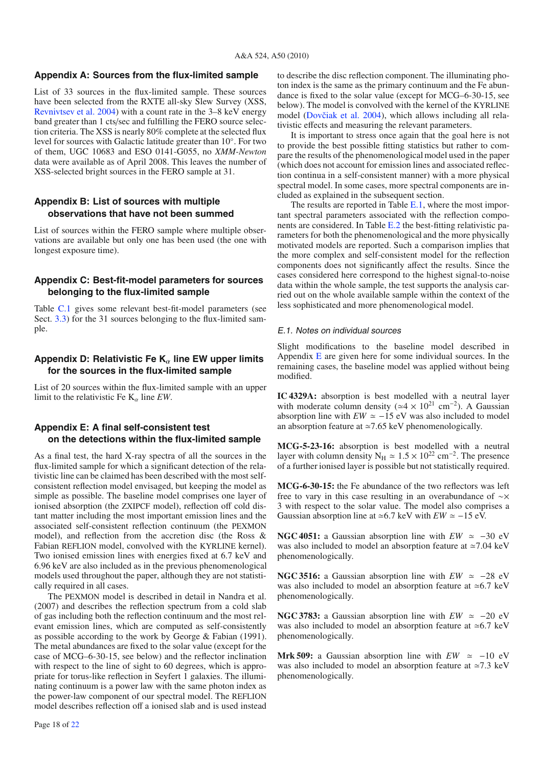## Appendix A: Sources from the flux-limited sample

List of 33 sources in the flux-limited sample. These sources have been selected from the RXTE all-sky Slew Survey (XSS, Revnivtsev et al. 2004) with a count rate in the 3–8 keV energy band greater than 1 cts/sec and fulfilling the FERO source selection criteria. The XSS is nearly 80% complete at the selected flux level for sources with Galactic latitude greater than 10°. For two of them, UGC 10683 and ESO 0141-G055, no *XMM-Newton* data were available as of April 2008. This leaves the number of XSS-selected bright sources in the FERO sample at 31.

## Appendix B: List of sources with multiple observations that have not been summed

List of sources within the FERO sample where multiple observations are available but only one has been used (the one with longest exposure time).

## Appendix C: Best-fit-model parameters for sources belonging to the flux-limited sample

Table C.1 gives some relevant best-fit-model parameters (see Sect. 3.3) for the 31 sources belonging to the flux-limited sample.

## Appendix D: Relativistic Fe $K_\alpha$ line EW upper limits for the sources in the flux-limited sample

List of 20 sources within the flux-limited sample with an upper limit to the relativistic Fe $K_\alpha$ line *EW*.

## Appendix E: A final self-consistent test on the detections within the flux-limited sample

As a final test, the hard X-ray spectra of all the sources in the flux-limited sample for which a significant detection of the relativistic line can be claimed has been described with the most self-consistent reflection model envisaged, but keeping the model as simple as possible. The baseline model comprises one layer of ionised absorption (the ZXIPCF model), reflection off cold distant matter including the most important emission lines and the associated self-consistent reflection continuum (the PEXMON model), and reflection from the accretion disc (the Ross & Fabian REFLION model, convolved with the KYRLINE kernel). Two ionised emission lines with energies fixed at 6.7 keV and 6.96 keV are also included as in the previous phenomenological models used throughout the paper, although they are not statistically required in all cases.

The PEXMON model is described in detail in Nandra et al. (2007) and describes the reflection spectrum from a cold slab of gas including both the reflection continuum and the most relevant emission lines, which are computed as self-consistently as possible according to the work by George & Fabian (1991). The metal abundances are fixed to the solar value (except for the case of MCG–6-30-15, see below) and the reflector inclination with respect to the line of sight to 60 degrees, which is appropriate for torus-like reflection in Seyfert 1 galaxies. The illuminating continuum is a power law with the same photon index as the power-law component of our spectral model. The REFLION model describes reflection off a ionised slab and is used instead to describe the disc reflection component. The illuminating photon index is the same as the primary continuum and the Fe abundance is fixed to the solar value (except for MCG–6-30-15, see below). The model is convolved with the kernel of the KYRLINE model (Dovčiak et al. 2004), which allows including all relativistic effects and measuring the relevant parameters.

It is important to stress once again that the goal here is not to provide the best possible fitting statistics but rather to compare the results of the phenomenological model used in the paper (which does not account for emission lines and associated reflection continua in a self-consistent manner) with a more physical spectral model. In some cases, more spectral components are included as explained in the subsequent section.

The results are reported in Table E.1, where the most important spectral parameters associated with the reflection components are considered. In Table E.2 the best-fitting relativistic parameters for both the phenomenological and the more physically motivated models are reported. Such a comparison implies that the more complex and self-consistent model for the reflection components does not significantly affect the results. Since the cases considered here correspond to the highest signal-to-noise data within the whole sample, the test supports the analysis carried out on the whole available sample within the context of the less sophisticated and more phenomenological model.

### *E.1. Notes on individual sources*

Slight modifications to the baseline model described in Appendix E are given here for some individual sources. In the remaining cases, the baseline model was applied without being modified.

**IC 4329A:** absorption is best modelled with a neutral layer with moderate column density ($\simeq 4 \times 10^{21}$ cm$^{-2}$). A Gaussian absorption line with $EW \simeq -15$ eV was also included to model an absorption feature at $\simeq$7.65 keV phenomenologically.

**MCG-5-23-16:** absorption is best modelled with a neutral layer with column density $N_H \simeq 1.5 \times 10^{22}$ cm$^{-2}$. The presence of a further ionised layer is possible but not statistically required.

**MCG-6-30-15:** the Fe abundance of the two reflectors was left free to vary in this case resulting in an overabundance of $\sim\times$ 3 with respect to the solar value. The model also comprises a Gaussian absorption line at $\simeq$6.7 keV with $EW \simeq -15$ eV.

**NGC 4051:** a Gaussian absorption line with $EW \simeq -30$ eV was also included to model an absorption feature at $\simeq$7.04 keV phenomenologically.

**NGC 3516:** a Gaussian absorption line with $EW \simeq -28$ eV was also included to model an absorption feature at $\simeq$6.7 keV phenomenologically.

**NGC 3783:** a Gaussian absorption line with $EW \simeq -20$ eV was also included to model an absorption feature at $\simeq$6.7 keV phenomenologically.

**Mrk 509:** a Gaussian absorption line with $EW \simeq -10$ eV was also included to model an absorption feature at $\simeq$7.3 keV phenomenologically.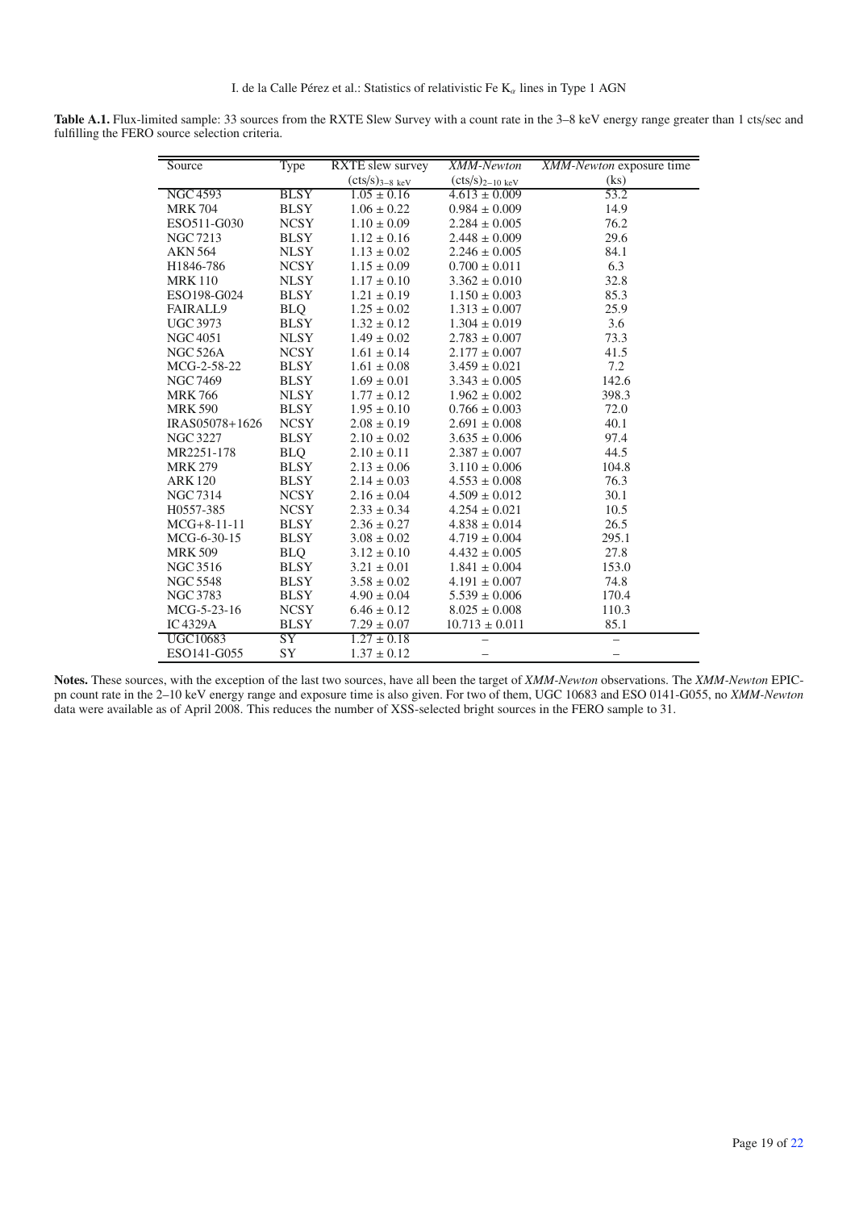**Table A.1.** Flux-limited sample: 33 sources from the RXTE Slew Survey with a count rate in the 3–8 keV energy range greater than 1 cts/sec and fulfilling the FERO source selection criteria.

| Source | Type | RXTE slew survey | *XMM-Newton* | *XMM-Newton* exposure time |
|---|---|---|---|---|
| | | $(\mathrm{cts/s})_{3-8\ \mathrm{keV}}$ | $(\mathrm{cts/s})_{2-10\ \mathrm{keV}}$ | (ks) |
| NGC 4593 | BLSY | $1.05 \pm 0.16$ | $4.613 \pm 0.009$ | 53.2 |
| MRK 704 | BLSY | $1.06 \pm 0.22$ | $0.984 \pm 0.009$ | 14.9 |
| ESO511-G030 | NCSY | $1.10 \pm 0.09$ | $2.284 \pm 0.005$ | 76.2 |
| NGC 7213 | BLSY | $1.12 \pm 0.16$ | $2.448 \pm 0.009$ | 29.6 |
| AKN 564 | NLSY | $1.13 \pm 0.02$ | $2.246 \pm 0.005$ | 84.1 |
| H1846-786 | NCSY | $1.15 \pm 0.09$ | $0.700 \pm 0.011$ | 6.3 |
| MRK 110 | NLSY | $1.17 \pm 0.10$ | $3.362 \pm 0.010$ | 32.8 |
| ESO198-G024 | BLSY | $1.21 \pm 0.19$ | $1.150 \pm 0.003$ | 85.3 |
| FAIRALL9 | BLQ | $1.25 \pm 0.02$ | $1.313 \pm 0.007$ | 25.9 |
| UGC 3973 | BLSY | $1.32 \pm 0.12$ | $1.304 \pm 0.019$ | 3.6 |
| NGC 4051 | NLSY | $1.49 \pm 0.02$ | $2.783 \pm 0.007$ | 73.3 |
| NGC 526A | NCSY | $1.61 \pm 0.14$ | $2.177 \pm 0.007$ | 41.5 |
| MCG-2-58-22 | BLSY | $1.61 \pm 0.08$ | $3.459 \pm 0.021$ | 7.2 |
| NGC 7469 | BLSY | $1.69 \pm 0.01$ | $3.343 \pm 0.005$ | 142.6 |
| MRK 766 | NLSY | $1.77 \pm 0.12$ | $1.962 \pm 0.002$ | 398.3 |
| MRK 590 | BLSY | $1.95 \pm 0.10$ | $0.766 \pm 0.003$ | 72.0 |
| IRAS05078+1626 | NCSY | $2.08 \pm 0.19$ | $2.691 \pm 0.008$ | 40.1 |
| NGC 3227 | BLSY | $2.10 \pm 0.02$ | $3.635 \pm 0.006$ | 97.4 |
| MR2251-178 | BLQ | $2.10 \pm 0.11$ | $2.387 \pm 0.007$ | 44.5 |
| MRK 279 | BLSY | $2.13 \pm 0.06$ | $3.110 \pm 0.006$ | 104.8 |
| ARK 120 | BLSY | $2.14 \pm 0.03$ | $4.553 \pm 0.008$ | 76.3 |
| NGC 7314 | NCSY | $2.16 \pm 0.04$ | $4.509 \pm 0.012$ | 30.1 |
| H0557-385 | NCSY | $2.33 \pm 0.34$ | $4.254 \pm 0.021$ | 10.5 |
| MCG+8-11-11 | BLSY | $2.36 \pm 0.27$ | $4.838 \pm 0.014$ | 26.5 |
| MCG-6-30-15 | BLSY | $3.08 \pm 0.02$ | $4.719 \pm 0.004$ | 295.1 |
| MRK 509 | BLQ | $3.12 \pm 0.10$ | $4.432 \pm 0.005$ | 27.8 |
| NGC 3516 | BLSY | $3.21 \pm 0.01$ | $1.841 \pm 0.004$ | 153.0 |
| NGC 5548 | BLSY | $3.58 \pm 0.02$ | $4.191 \pm 0.007$ | 74.8 |
| NGC 3783 | BLSY | $4.90 \pm 0.04$ | $5.539 \pm 0.006$ | 170.4 |
| MCG-5-23-16 | NCSY | $6.46 \pm 0.12$ | $8.025 \pm 0.008$ | 110.3 |
| IC 4329A | BLSY | $7.29 \pm 0.07$ | $10.713 \pm 0.011$ | 85.1 |
| UGC10683 | SY | $1.27 \pm 0.18$ | – | – |
| ESO141-G055 | SY | $1.37 \pm 0.12$ | – | – |

**Notes.** These sources, with the exception of the last two sources, have all been the target of *XMM-Newton* observations. The *XMM-Newton* EPIC-pn count rate in the 2–10 keV energy range and exposure time is also given. For two of them, UGC 10683 and ESO 0141-G055, no *XMM-Newton* data were available as of April 2008. This reduces the number of XSS-selected bright sources in the FERO sample to 31.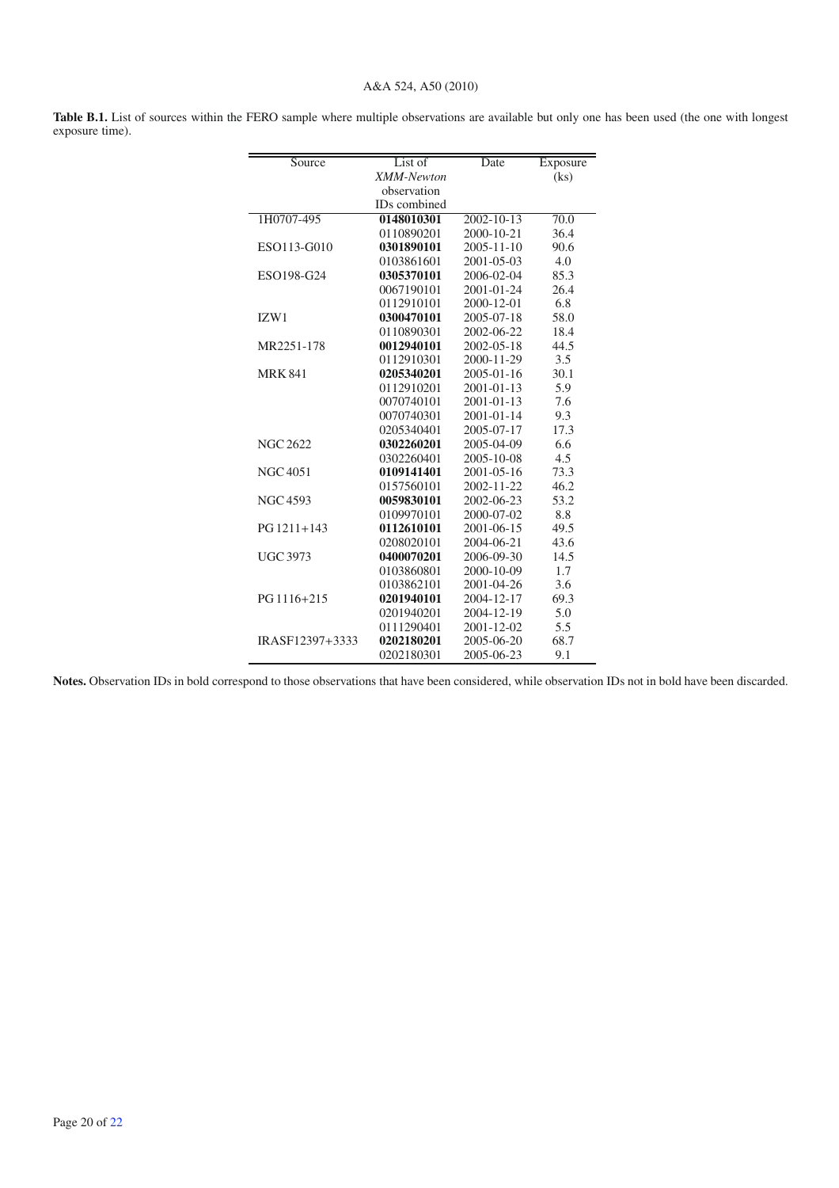**Table B.1.** List of sources within the FERO sample where multiple observations are available but only one has been used (the one with longest exposure time).

| Source | List of *XMM-Newton* observation IDs combined | Date | Exposure (ks) |
|---|---|---|---|
| 1H0707-495 | **0148010301** | 2002-10-13 | 70.0 |
| | 0110890201 | 2000-10-21 | 36.4 |
| ESO113-G010 | **0301890101** | 2005-11-10 | 90.6 |
| | 0103861601 | 2001-05-03 | 4.0 |
| ESO198-G24 | **0305370101** | 2006-02-04 | 85.3 |
| | 0067190101 | 2001-01-24 | 26.4 |
| | 0112910101 | 2000-12-01 | 6.8 |
| IZW1 | **0300470101** | 2005-07-18 | 58.0 |
| | 0110890301 | 2002-06-22 | 18.4 |
| MR2251-178 | **0012940101** | 2002-05-18 | 44.5 |
| | 0112910301 | 2000-11-29 | 3.5 |
| MRK 841 | **0205340201** | 2005-01-16 | 30.1 |
| | 0112910201 | 2001-01-13 | 5.9 |
| | 0070740101 | 2001-01-13 | 7.6 |
| | 0070740301 | 2001-01-14 | 9.3 |
| | 0205340401 | 2005-07-17 | 17.3 |
| NGC 2622 | **0302260201** | 2005-04-09 | 6.6 |
| | 0302260401 | 2005-10-08 | 4.5 |
| NGC 4051 | **0109141401** | 2001-05-16 | 73.3 |
| | 0157560101 | 2002-11-22 | 46.2 |
| NGC 4593 | **0059830101** | 2002-06-23 | 53.2 |
| | 0109970101 | 2000-07-02 | 8.8 |
| PG 1211+143 | **0112610101** | 2001-06-15 | 49.5 |
| | 0208020101 | 2004-06-21 | 43.6 |
| UGC 3973 | **0400070201** | 2006-09-30 | 14.5 |
| | 0103860801 | 2000-10-09 | 1.7 |
| | 0103862101 | 2001-04-26 | 3.6 |
| PG 1116+215 | **0201940101** | 2004-12-17 | 69.3 |
| | 0201940201 | 2004-12-19 | 5.0 |
| | 0111290401 | 2001-12-02 | 5.5 |
| IRASF12397+3333 | **0202180201** | 2005-06-20 | 68.7 |
| | 0202180301 | 2005-06-23 | 9.1 |

**Notes.** Observation IDs in bold correspond to those observations that have been considered, while observation IDs not in bold have been discarded.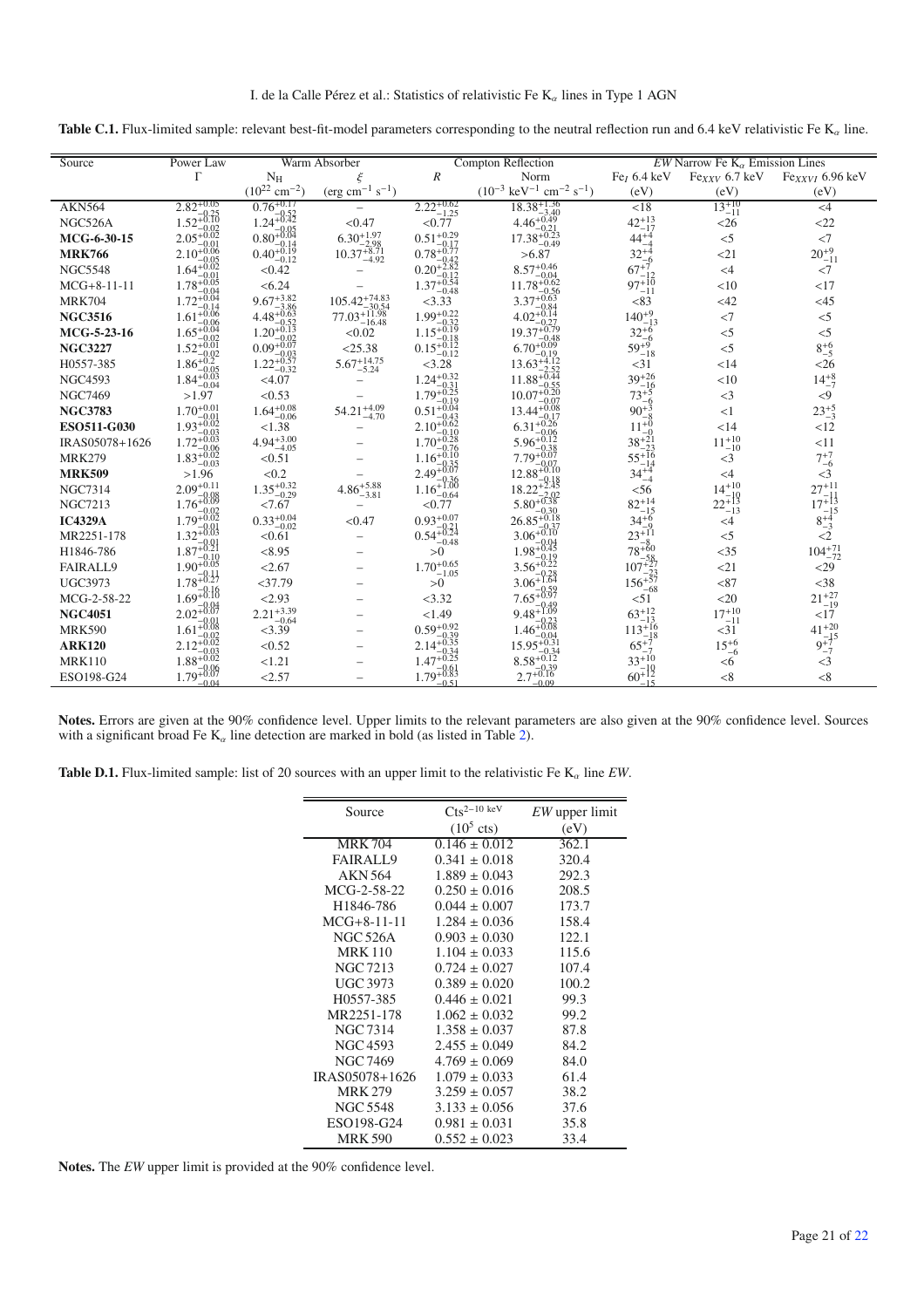**Table C.1.** Flux-limited sample: relevant best-fit-model parameters corresponding to the neutral reflection run and 6.4 keV relativistic Fe K$_\alpha$ line.

| Source | Power Law | Warm Absorber | | Compton Reflection | | *EW* Narrow Fe K$_\alpha$ Emission Lines | | |
|---|---|---|---|---|---|---|---|---|
| | $\Gamma$ | $N_H$ | $\xi$ | $R$ | Norm | Fe$_I$ 6.4 keV | Fe$_{XXV}$ 6.7 keV | Fe$_{XXVI}$ 6.96 keV |
| | | ($10^{22}$ cm$^{-2}$) | (erg cm$^{-1}$ s$^{-1}$) | | ($10^{-3}$ keV$^{-1}$ cm$^{-2}$ s$^{-1}$) | (eV) | (eV) | (eV) |
| AKN564 | $2.82^{+0.05}_{-0.25}$ | $0.76^{+0.17}_{-0.52}$ | – | $2.22^{+0.62}_{-1.25}$ | $18.38^{+1.36}_{-3.40}$ | <18 | $13^{+10}_{-11}$ | <4 |
| NGC526A | $1.52^{+0.10}_{-0.02}$ | $1.24^{+0.42}_{-0.05}$ | <0.47 | <0.77 | $4.46^{+0.49}_{-0.21}$ | $42^{+13}_{-17}$ | <26 | <22 |
| **MCG-6-30-15** | $2.05^{+0.02}_{-0.01}$ | $0.80^{+0.04}_{-0.14}$ | $6.30^{+1.97}_{-2.98}$ | $0.51^{+0.29}_{-0.17}$ | $17.38^{+0.23}_{-0.49}$ | $44^{+4}_{-4}$ | <5 | <7 |
| **MRK766** | $2.10^{+0.06}_{-0.05}$ | $0.40^{+0.19}_{-0.12}$ | $10.37^{+8.71}_{-4.92}$ | $0.78^{+0.77}_{-0.42}$ | >6.87 | $32^{+4}_{-6}$ | <21 | $20^{+9}_{-11}$ |
| NGC5548 | $1.64^{+0.02}_{-0.01}$ | <0.42 | – | $0.20^{+2.82}_{-0.12}$ | $8.57^{+0.46}_{-0.04}$ | $67^{+7}_{-12}$ | <4 | <7 |
| MCG+8-11-11 | $1.78^{+0.05}_{-0.04}$ | <6.24 | – | $1.37^{+0.54}_{-0.48}$ | $11.78^{+0.62}_{-0.56}$ | $97^{+10}_{-11}$ | <10 | <17 |
| MRK704 | $1.72^{+0.04}_{-0.14}$ | $9.67^{+3.82}_{-3.86}$ | $105.42^{+74.83}_{-30.54}$ | <3.33 | $3.37^{+0.63}_{-0.84}$ | <83 | <42 | <45 |
| **NGC3516** | $1.61^{+0.06}_{-0.06}$ | $4.48^{+0.63}_{-0.52}$ | $77.03^{+11.98}_{-16.48}$ | $1.99^{+0.22}_{-0.32}$ | $4.02^{+0.14}_{-0.27}$ | $140^{+9}_{-13}$ | <7 | <5 |
| **MCG-5-23-16** | $1.65^{+0.04}_{-0.02}$ | $1.20^{+0.13}_{-0.02}$ | <0.02 | $1.15^{+0.19}_{-0.18}$ | $19.37^{+0.79}_{-0.48}$ | $32^{+6}_{-6}$ | <5 | <5 |
| **NGC3227** | $1.52^{+0.01}_{-0.02}$ | $0.09^{+0.07}_{-0.03}$ | <25.38 | $0.15^{+0.12}_{-0.12}$ | $6.70^{+0.09}_{-0.19}$ | $59^{+9}_{-18}$ | <5 | $8^{+6}_{-5}$ |
| H0557-385 | $1.86^{+0.2}_{-0.05}$ | $1.22^{+0.57}_{-0.32}$ | $5.67^{+14.75}_{-5.24}$ | <3.28 | $13.63^{+4.12}_{-2.52}$ | <31 | <14 | <26 |
| NGC4593 | $1.84^{+0.03}_{-0.04}$ | <4.07 | – | $1.24^{+0.32}_{-0.31}$ | $11.88^{+0.44}_{-0.55}$ | $39^{+26}_{-16}$ | <10 | $14^{+8}_{-7}$ |
| NGC7469 | >1.97 | <0.53 | – | $1.79^{+0.25}_{-0.19}$ | $10.07^{+0.20}_{-0.07}$ | $73^{+5}_{-6}$ | <3 | <9 |
| **NGC3783** | $1.70^{+0.01}_{-0.01}$ | $1.64^{+0.08}_{-0.06}$ | $54.21^{+4.09}_{-4.70}$ | $0.51^{+0.04}_{-0.43}$ | $13.44^{+0.08}_{-0.17}$ | $90^{+3}_{-8}$ | <1 | $23^{+5}_{-3}$ |
| **ESO511-G030** | $1.93^{+0.02}_{-0.03}$ | <1.38 | – | $2.10^{+0.62}_{-0.10}$ | $6.31^{+0.26}_{-0.06}$ | $11^{+0}_{-0}$ | <14 | <12 |
| IRAS05078+1626 | $1.72^{+0.03}_{-0.06}$ | $4.94^{+3.00}_{-4.05}$ | – | $1.70^{+0.28}_{-0.76}$ | $5.96^{+0.12}_{-0.38}$ | $38^{+21}_{-23}$ | $11^{+10}_{-10}$ | <11 |
| MRK279 | $1.83^{+0.02}_{-0.03}$ | <0.51 | – | $1.16^{+0.10}_{-0.35}$ | $7.79^{+0.07}_{-0.07}$ | $55^{+16}_{-14}$ | <3 | $7^{+7}_{-6}$ |
| **MRK509** | >1.96 | <0.2 | – | $2.49^{+0.07}_{-0.36}$ | $12.88^{+0.10}_{-0.18}$ | $34^{+4}_{-4}$ | <4 | <3 |
| NGC7314 | $2.09^{+0.11}_{-0.08}$ | $1.35^{+0.32}_{-0.29}$ | $4.86^{+5.88}_{-3.81}$ | $1.16^{+1.00}_{-0.64}$ | $18.22^{+2.45}_{-2.02}$ | <56 | $14^{+10}_{-10}$ | $27^{+11}_{-11}$ |
| NGC7213 | $1.76^{+0.09}_{-0.02}$ | <7.67 | – | <0.77 | $5.80^{+0.38}_{-0.30}$ | $82^{+14}_{-15}$ | $22^{+13}_{-13}$ | $17^{+13}_{-15}$ |
| **IC4329A** | $1.79^{+0.02}_{-0.01}$ | $0.33^{+0.04}_{-0.02}$ | <0.47 | $0.93^{+0.07}_{-0.21}$ | $26.85^{+0.18}_{-0.37}$ | $34^{+6}_{-9}$ | <4 | $8^{+4}_{-3}$ |
| MR2251-178 | $1.32^{+0.03}_{-0.01}$ | <0.61 | – | $0.54^{+0.24}_{-0.48}$ | $3.06^{+0.10}_{-0.04}$ | $23^{+11}_{-8}$ | <5 | <2 |
| H1846-786 | $1.87^{+0.21}_{-0.10}$ | <8.95 | – | >0 | $1.98^{+0.45}_{-0.19}$ | $78^{+60}_{-58}$ | <35 | $104^{+71}_{-72}$ |
| FAIRALL9 | $1.90^{+0.05}_{-0.11}$ | <2.67 | – | $1.70^{+0.65}_{-1.05}$ | $3.56^{+0.22}_{-0.28}$ | $107^{+27}_{-23}$ | <21 | <29 |
| UGC3973 | $1.78^{+0.27}_{-0.16}$ | <37.79 | – | >0 | $3.06^{+1.64}_{-0.59}$ | $156^{+57}_{-68}$ | <87 | <38 |
| MCG-2-58-22 | $1.69^{+0.10}_{-0.04}$ | <2.93 | – | <3.32 | $7.65^{+0.97}_{-0.49}$ | <51 | <20 | $21^{+27}_{-19}$ |
| **NGC4051** | $2.02^{+0.07}_{-0.01}$ | $2.21^{+3.39}_{-0.64}$ | – | <1.49 | $9.48^{+1.09}_{-0.23}$ | $63^{+12}_{-13}$ | $17^{+10}_{-11}$ | <17 |
| MRK590 | $1.61^{+0.08}_{-0.02}$ | <3.39 | – | $0.59^{+0.92}_{-0.39}$ | $1.46^{+0.08}_{-0.04}$ | $113^{+16}_{-18}$ | <31 | $41^{+20}_{-15}$ |
| **ARK120** | $2.12^{+0.02}_{-0.03}$ | <0.52 | – | $2.14^{+0.35}_{-0.34}$ | $15.95^{+0.31}_{-0.34}$ | $65^{+7}_{-7}$ | $15^{+6}_{-6}$ | $9^{+7}_{-7}$ |
| MRK110 | $1.88^{+0.02}_{-0.06}$ | <1.21 | – | $1.47^{+0.25}_{-0.61}$ | $8.58^{+0.12}_{-0.39}$ | $33^{+10}_{-10}$ | <6 | <3 |
| ESO198-G24 | $1.79^{+0.07}_{-0.04}$ | <2.57 | – | $1.79^{+0.83}_{-0.51}$ | $2.7^{+0.16}_{-0.09}$ | $60^{+12}_{-15}$ | <8 | <8 |

**Notes.** Errors are given at the 90% confidence level. Upper limits to the relevant parameters are also given at the 90% confidence level. Sources with a significant broad Fe K$_\alpha$ line detection are marked in bold (as listed in Table 2).

**Table D.1.** Flux-limited sample: list of 20 sources with an upper limit to the relativistic Fe K$_\alpha$ line *EW*.

| Source | Cts$^{2-10\text{ keV}}$ | *EW* upper limit |
|---|---|---|
| | ($10^5$ cts) | (eV) |
| MRK 704 | 0.146 ± 0.012 | 362.1 |
| FAIRALL9 | 0.341 ± 0.018 | 320.4 |
| AKN 564 | 1.889 ± 0.043 | 292.3 |
| MCG-2-58-22 | 0.250 ± 0.016 | 208.5 |
| H1846-786 | 0.044 ± 0.007 | 173.7 |
| MCG+8-11-11 | 1.284 ± 0.036 | 158.4 |
| NGC 526A | 0.903 ± 0.030 | 122.1 |
| MRK 110 | 1.104 ± 0.033 | 115.6 |
| NGC 7213 | 0.724 ± 0.027 | 107.4 |
| UGC 3973 | 0.389 ± 0.020 | 100.2 |
| H0557-385 | 0.446 ± 0.021 | 99.3 |
| MR2251-178 | 1.062 ± 0.032 | 99.2 |
| NGC 7314 | 1.358 ± 0.037 | 87.8 |
| NGC 4593 | 2.455 ± 0.049 | 84.2 |
| NGC 7469 | 4.769 ± 0.069 | 84.0 |
| IRAS05078+1626 | 1.079 ± 0.033 | 61.4 |
| MRK 279 | 3.259 ± 0.057 | 38.2 |
| NGC 5548 | 3.133 ± 0.056 | 37.6 |
| ESO198-G24 | 0.981 ± 0.031 | 35.8 |
| MRK 590 | 0.552 ± 0.023 | 33.4 |

**Notes.** The *EW* upper limit is provided at the 90% confidence level.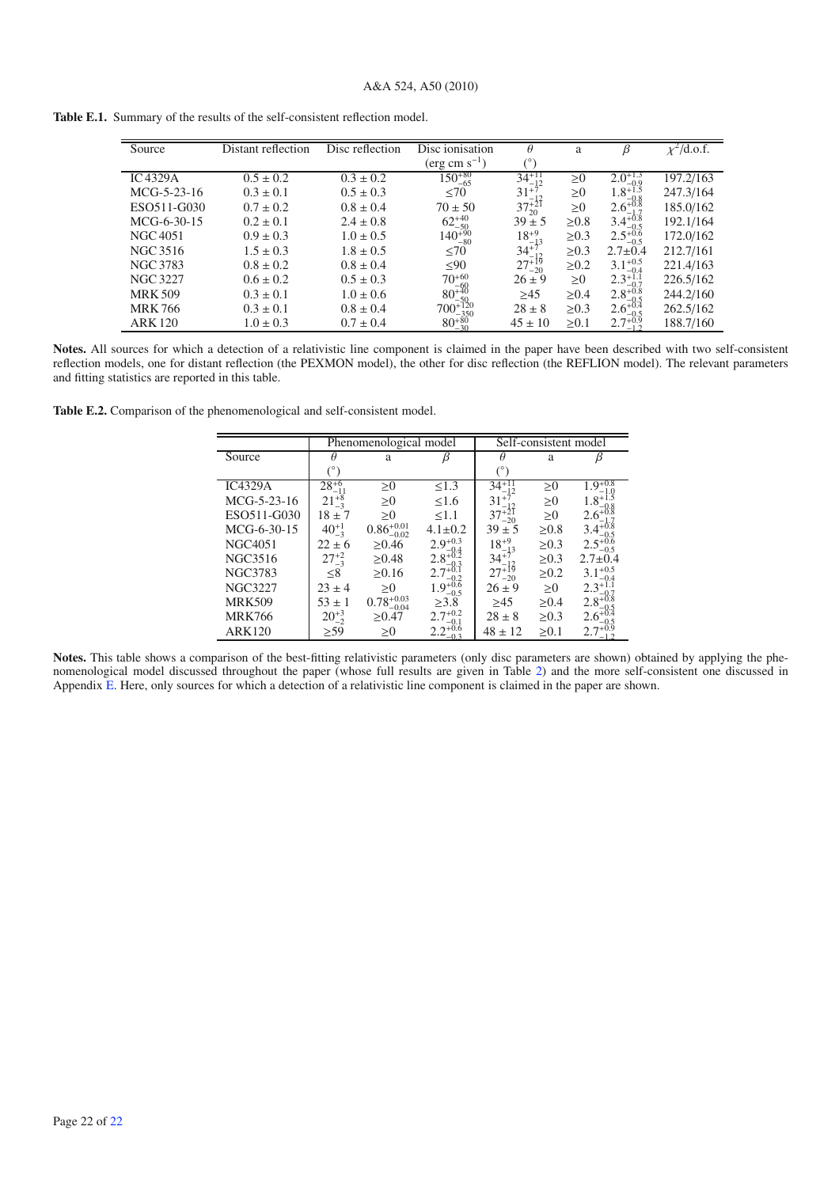**Table E.1.** Summary of the results of the self-consistent reflection model.

| Source | Distant reflection | Disc reflection | Disc ionisation (erg cm s$^{-1}$) | $\theta$ (°) | a | $\beta$ | $\chi^2$/d.o.f. |
|---|---|---|---|---|---|---|---|
| IC 4329A | 0.5 ± 0.2 | 0.3 ± 0.2 | $150^{+80}_{-65}$ | $34^{+11}_{-12}$ | ≥0 | $2.0^{+1.3}_{-0.9}$ | 197.2/163 |
| MCG-5-23-16 | 0.3 ± 0.1 | 0.5 ± 0.3 | ≤70 | $31^{+7}_{-12}$ | ≥0 | $1.8^{+1.5}_{-0.8}$ | 247.3/164 |
| ESO511-G030 | 0.7 ± 0.2 | 0.8 ± 0.4 | 70 ± 50 | $37^{+21}_{-20}$ | ≥0 | $2.6^{+0.8}_{-1.7}$ | 185.0/162 |
| MCG-6-30-15 | 0.2 ± 0.1 | 2.4 ± 0.8 | $62^{+40}_{-50}$ | 39 ± 5 | ≥0.8 | $3.4^{+0.8}_{-0.5}$ | 192.1/164 |
| NGC 4051 | 0.9 ± 0.3 | 1.0 ± 0.5 | $140^{+90}_{-80}$ | $18^{+9}_{-13}$ | ≥0.3 | $2.5^{+0.6}_{-0.5}$ | 172.0/162 |
| NGC 3516 | 1.5 ± 0.3 | 1.8 ± 0.5 | ≤70 | $34^{+7}_{-12}$ | ≥0.3 | 2.7±0.4 | 212.7/161 |
| NGC 3783 | 0.8 ± 0.2 | 0.8 ± 0.4 | ≤90 | $27^{+19}_{-20}$ | ≥0.2 | $3.1^{+0.5}_{-0.4}$ | 221.4/163 |
| NGC 3227 | 0.6 ± 0.2 | 0.5 ± 0.3 | $70^{+60}_{-60}$ | 26 ± 9 | ≥0 | $2.3^{+1.1}_{-0.7}$ | 226.5/162 |
| MRK 509 | 0.3 ± 0.1 | 1.0 ± 0.6 | $80^{+40}_{-50}$ | ≥45 | ≥0.4 | $2.8^{+0.8}_{-0.5}$ | 244.2/160 |
| MRK 766 | 0.3 ± 0.1 | 0.8 ± 0.4 | $700^{+120}_{-350}$ | 28 ± 8 | ≥0.3 | $2.6^{+0.4}_{-0.5}$ | 262.5/162 |
| ARK 120 | 1.0 ± 0.3 | 0.7 ± 0.4 | $80^{+80}_{-30}$ | 45 ± 10 | ≥0.1 | $2.7^{+0.9}_{-1.2}$ | 188.7/160 |

**Notes.** All sources for which a detection of a relativistic line component is claimed in the paper have been described with two self-consistent reflection models, one for distant reflection (the PEXMON model), the other for disc reflection (the REFLION model). The relevant parameters and fitting statistics are reported in this table.

**Table E.2.** Comparison of the phenomenological and self-consistent model.

| | Phenomenological model | | | Self-consistent model | | |
|---|---|---|---|---|---|---|
| Source | $\theta$ (°) | a | $\beta$ | $\theta$ (°) | a | $\beta$ |
| IC4329A | $28^{+6}_{-11}$ | ≥0 | ≤1.3 | $34^{+11}_{-12}$ | ≥0 | $1.9^{+0.8}_{-1.0}$ |
| MCG-5-23-16 | $21^{+8}_{-3}$ | ≥0 | ≤1.6 | $31^{+7}_{-12}$ | ≥0 | $1.8^{+1.5}_{-0.8}$ |
| ESO511-G030 | 18 ± 7 | ≥0 | ≤1.1 | $37^{+21}_{-20}$ | ≥0 | $2.6^{+0.8}_{-1.7}$ |
| MCG-6-30-15 | $40^{+1}_{-3}$ | $0.86^{+0.01}_{-0.02}$ | 4.1±0.2 | 39 ± 5 | ≥0.8 | $3.4^{+0.8}_{-0.5}$ |
| NGC4051 | 22 ± 6 | ≥0.46 | $2.9^{+0.3}_{-0.4}$ | $18^{+9}_{-13}$ | ≥0.3 | $2.5^{+0.6}_{-0.5}$ |
| NGC3516 | $27^{+2}_{-3}$ | ≥0.48 | $2.8^{+0.2}_{-0.3}$ | $34^{+7}_{-12}$ | ≥0.3 | 2.7±0.4 |
| NGC3783 | ≤8 | ≥0.16 | $2.7^{+0.1}_{-0.2}$ | $27^{+19}_{-20}$ | ≥0.2 | $3.1^{+0.5}_{-0.4}$ |
| NGC3227 | 23 ± 4 | ≥0 | $1.9^{+0.6}_{-0.5}$ | 26 ± 9 | ≥0 | $2.3^{+1.1}_{-0.7}$ |
| MRK509 | 53 ± 1 | $0.78^{+0.03}_{-0.04}$ | ≥3.8 | ≥45 | ≥0.4 | $2.8^{+0.8}_{-0.5}$ |
| MRK766 | $20^{+3}_{-2}$ | ≥0.47 | $2.7^{+0.2}_{-0.1}$ | 28 ± 8 | ≥0.3 | $2.6^{+0.4}_{-0.5}$ |
| ARK120 | ≥59 | ≥0 | $2.2^{+0.6}_{-0.3}$ | 48 ± 12 | ≥0.1 | $2.7^{+0.9}_{-1.2}$ |

**Notes.** This table shows a comparison of the best-fitting relativistic parameters (only disc parameters are shown) obtained by applying the phenomenological model discussed throughout the paper (whose full results are given in Table 2) and the more self-consistent one discussed in Appendix E. Here, only sources for which a detection of a relativistic line component is claimed in the paper are shown.